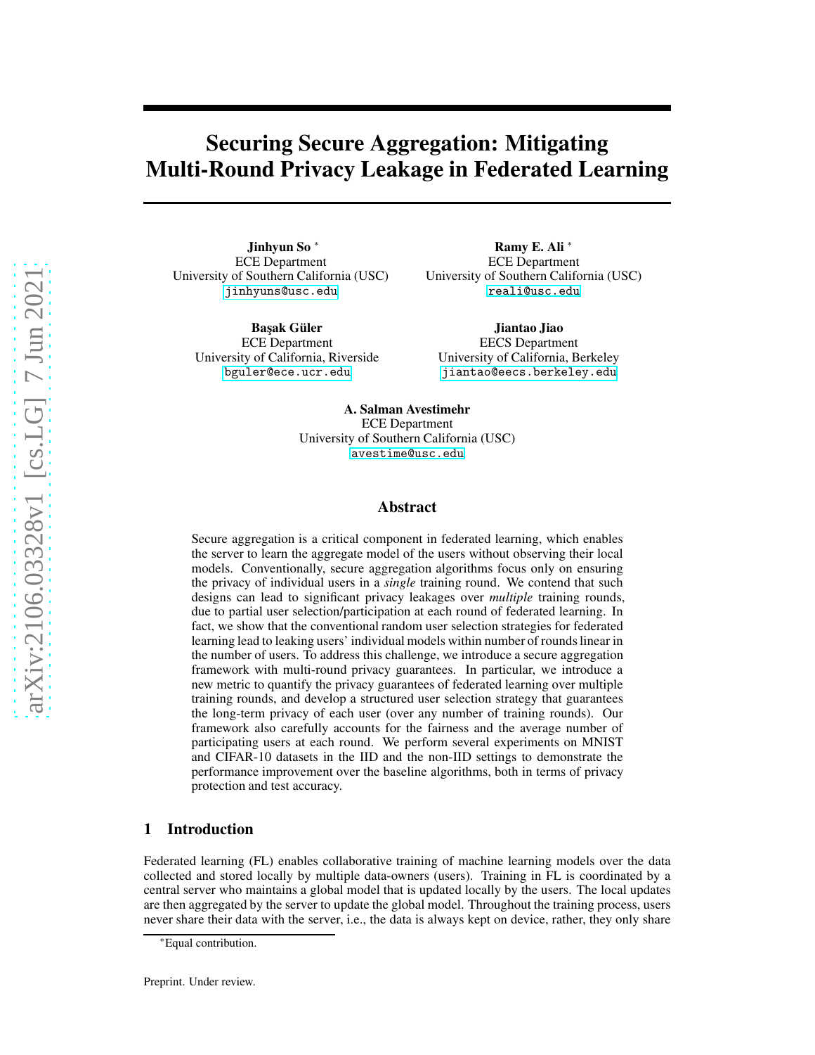# Securing Secure Aggregation: Mitigating Multi-Round Privacy Leakage in Federated Learning

**Jinhyun So** [*]
ECE Department
University of Southern California (USC)
jinhyuns@usc.edu

**Ramy E. Ali** [*]
ECE Department
University of Southern California (USC)
reali@usc.edu

**Başak Güler**
ECE Department
University of California, Riverside
bguler@ece.ucr.edu

**Jiantao Jiao**
EECS Department
University of California, Berkeley
jiantao@eecs.berkeley.edu

**A. Salman Avestimehr**
ECE Department
University of Southern California (USC)
avestime@usc.edu

## Abstract

Secure aggregation is a critical component in federated learning, which enables the server to learn the aggregate model of the users without observing their local models. Conventionally, secure aggregation algorithms focus only on ensuring the privacy of individual users in a *single* training round. We contend that such designs can lead to significant privacy leakages over *multiple* training rounds, due to partial user selection/participation at each round of federated learning. In fact, we show that the conventional random user selection strategies for federated learning lead to leaking users' individual models within number of rounds linear in the number of users. To address this challenge, we introduce a secure aggregation framework with multi-round privacy guarantees. In particular, we introduce a new metric to quantify the privacy guarantees of federated learning over multiple training rounds, and develop a structured user selection strategy that guarantees the long-term privacy of each user (over any number of training rounds). Our framework also carefully accounts for the fairness and the average number of participating users at each round. We perform several experiments on MNIST and CIFAR-10 datasets in the IID and the non-IID settings to demonstrate the performance improvement over the baseline algorithms, both in terms of privacy protection and test accuracy.

## 1 Introduction

Federated learning (FL) enables collaborative training of machine learning models over the data collected and stored locally by multiple data-owners (users). Training in FL is coordinated by a central server who maintains a global model that is updated locally by the users. The local updates are then aggregated by the server to update the global model. Throughout the training process, users never share their data with the server, i.e., the data is always kept on device, rather, they only share

[*]Equal contribution.

Preprint. Under review.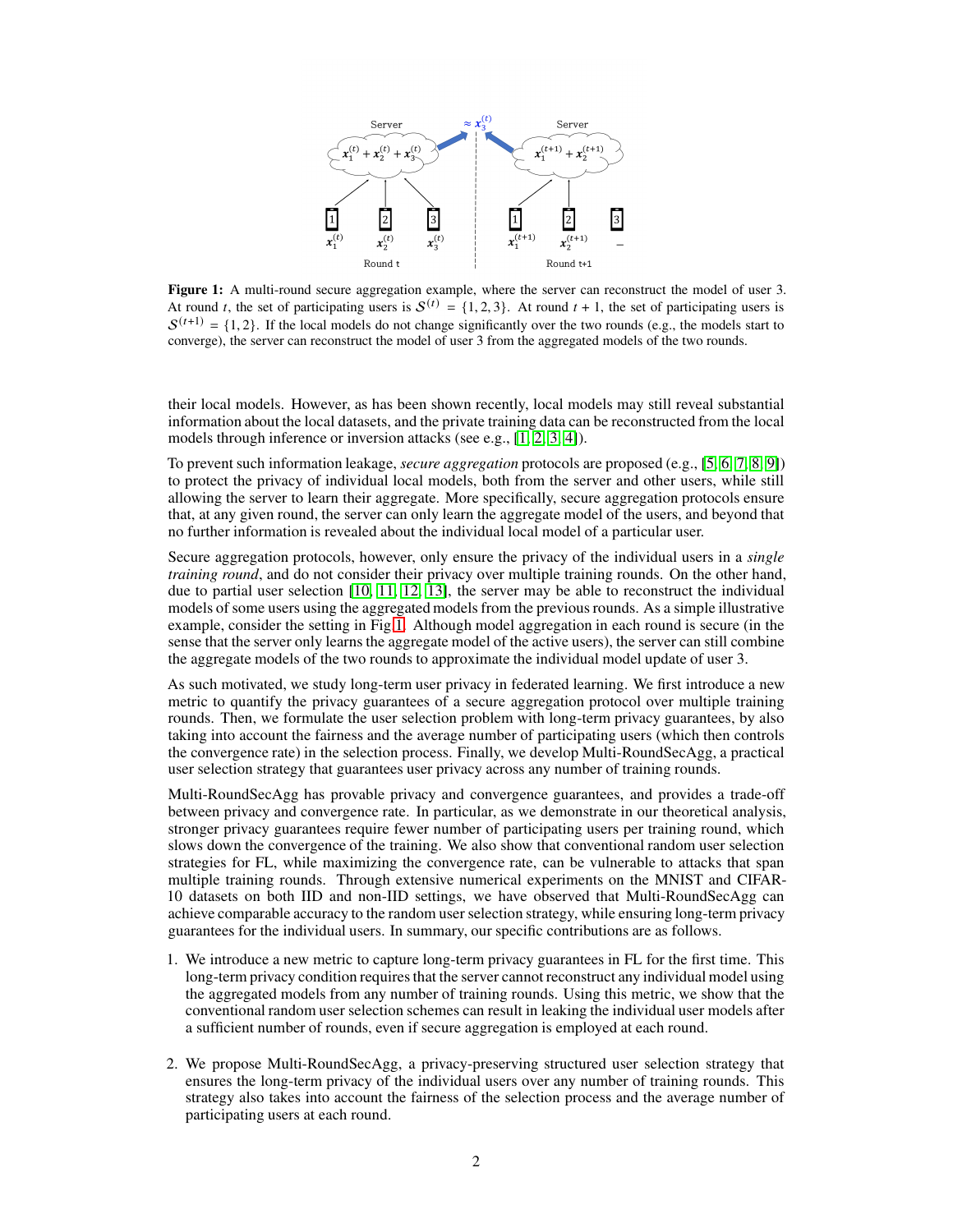**Figure 1:** A multi-round secure aggregation example, where the server can reconstruct the model of user 3. At round $t$, the set of participating users is $\mathcal{S}^{(t)} = \{1, 2, 3\}$. At round $t + 1$, the set of participating users is $\mathcal{S}^{(t+1)} = \{1, 2\}$. If the local models do not change significantly over the two rounds (e.g., the models start to converge), the server can reconstruct the model of user 3 from the aggregated models of the two rounds.

their local models. However, as has been shown recently, local models may still reveal substantial information about the local datasets, and the private training data can be reconstructed from the local models through inference or inversion attacks (see e.g., [1, 2, 3, 4]).

To prevent such information leakage, *secure aggregation* protocols are proposed (e.g., [5, 6, 7, 8, 9]) to protect the privacy of individual local models, both from the server and other users, while still allowing the server to learn their aggregate. More specifically, secure aggregation protocols ensure that, at any given round, the server can only learn the aggregate model of the users, and beyond that no further information is revealed about the individual local model of a particular user.

Secure aggregation protocols, however, only ensure the privacy of the individual users in a *single training round*, and do not consider their privacy over multiple training rounds. On the other hand, due to partial user selection [10, 11, 12, 13], the server may be able to reconstruct the individual models of some users using the aggregated models from the previous rounds. As a simple illustrative example, consider the setting in Fig 1. Although model aggregation in each round is secure (in the sense that the server only learns the aggregate model of the active users), the server can still combine the aggregate models of the two rounds to approximate the individual model update of user 3.

As such motivated, we study long-term user privacy in federated learning. We first introduce a new metric to quantify the privacy guarantees of a secure aggregation protocol over multiple training rounds. Then, we formulate the user selection problem with long-term privacy guarantees, by also taking into account the fairness and the average number of participating users (which then controls the convergence rate) in the selection process. Finally, we develop Multi-RoundSecAgg, a practical user selection strategy that guarantees user privacy across any number of training rounds.

Multi-RoundSecAgg has provable privacy and convergence guarantees, and provides a trade-off between privacy and convergence rate. In particular, as we demonstrate in our theoretical analysis, stronger privacy guarantees require fewer number of participating users per training round, which slows down the convergence of the training. We also show that conventional random user selection strategies for FL, while maximizing the convergence rate, can be vulnerable to attacks that span multiple training rounds. Through extensive numerical experiments on the MNIST and CIFAR-10 datasets on both IID and non-IID settings, we have observed that Multi-RoundSecAgg can achieve comparable accuracy to the random user selection strategy, while ensuring long-term privacy guarantees for the individual users. In summary, our specific contributions are as follows.

1. We introduce a new metric to capture long-term privacy guarantees in FL for the first time. This long-term privacy condition requires that the server cannot reconstruct any individual model using the aggregated models from any number of training rounds. Using this metric, we show that the conventional random user selection schemes can result in leaking the individual user models after a sufficient number of rounds, even if secure aggregation is employed at each round.

2. We propose Multi-RoundSecAgg, a privacy-preserving structured user selection strategy that ensures the long-term privacy of the individual users over any number of training rounds. This strategy also takes into account the fairness of the selection process and the average number of participating users at each round.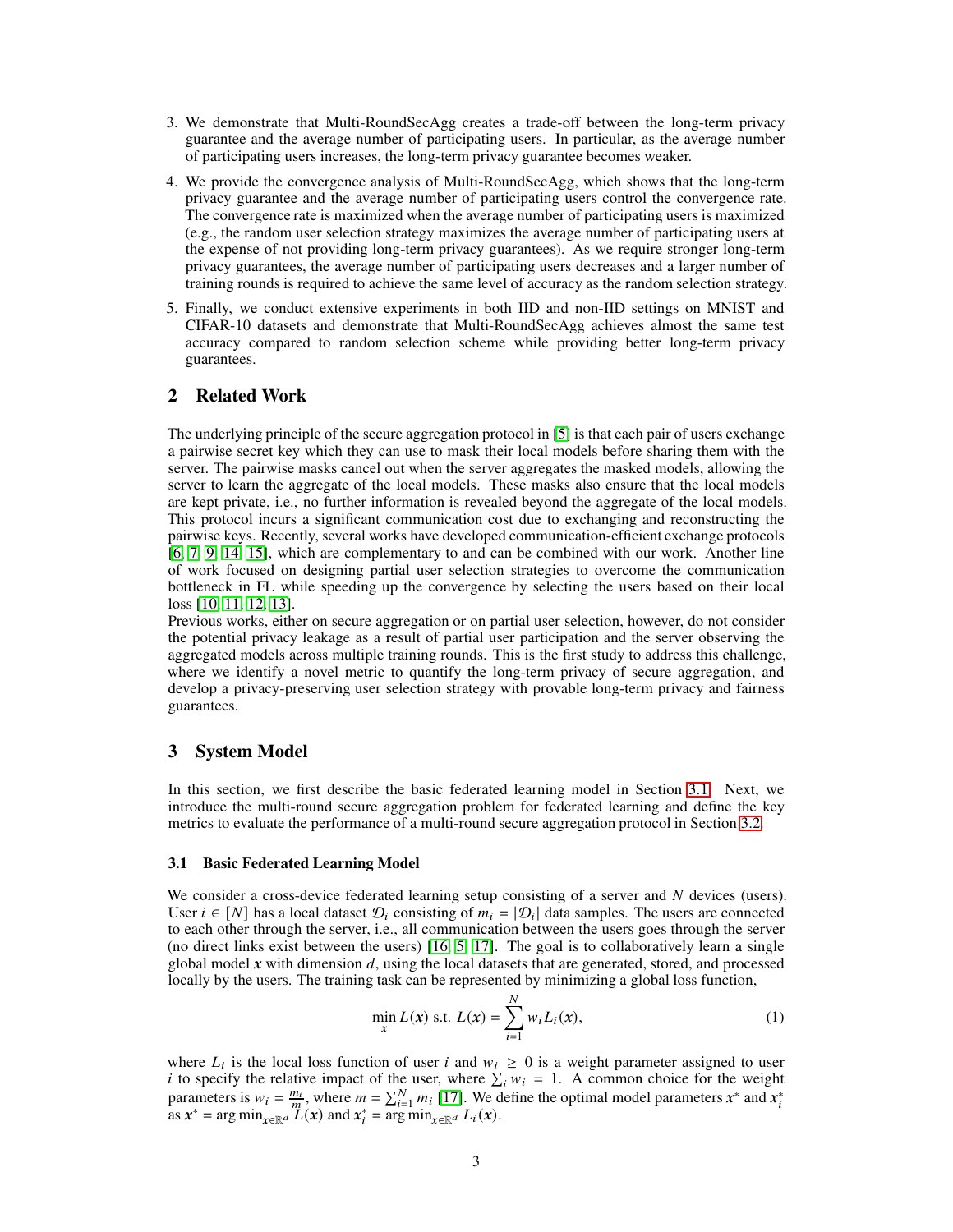3. We demonstrate that Multi-RoundSecAgg creates a trade-off between the long-term privacy guarantee and the average number of participating users. In particular, as the average number of participating users increases, the long-term privacy guarantee becomes weaker.
4. We provide the convergence analysis of Multi-RoundSecAgg, which shows that the long-term privacy guarantee and the average number of participating users control the convergence rate. The convergence rate is maximized when the average number of participating users is maximized (e.g., the random user selection strategy maximizes the average number of participating users at the expense of not providing long-term privacy guarantees). As we require stronger long-term privacy guarantees, the average number of participating users decreases and a larger number of training rounds is required to achieve the same level of accuracy as the random selection strategy.
5. Finally, we conduct extensive experiments in both IID and non-IID settings on MNIST and CIFAR-10 datasets and demonstrate that Multi-RoundSecAgg achieves almost the same test accuracy compared to random selection scheme while providing better long-term privacy guarantees.

## 2 Related Work

The underlying principle of the secure aggregation protocol in [5] is that each pair of users exchange a pairwise secret key which they can use to mask their local models before sharing them with the server. The pairwise masks cancel out when the server aggregates the masked models, allowing the server to learn the aggregate of the local models. These masks also ensure that the local models are kept private, i.e., no further information is revealed beyond the aggregate of the local models. This protocol incurs a significant communication cost due to exchanging and reconstructing the pairwise keys. Recently, several works have developed communication-efficient exchange protocols [6, 7, 9, 14, 15], which are complementary to and can be combined with our work. Another line of work focused on designing partial user selection strategies to overcome the communication bottleneck in FL while speeding up the convergence by selecting the users based on their local loss [10, 11, 12, 13].
Previous works, either on secure aggregation or on partial user selection, however, do not consider the potential privacy leakage as a result of partial user participation and the server observing the aggregated models across multiple training rounds. This is the first study to address this challenge, where we identify a novel metric to quantify the long-term privacy of secure aggregation, and develop a privacy-preserving user selection strategy with provable long-term privacy and fairness guarantees.

## 3 System Model

In this section, we first describe the basic federated learning model in Section 3.1. Next, we introduce the multi-round secure aggregation problem for federated learning and define the key metrics to evaluate the performance of a multi-round secure aggregation protocol in Section 3.2.

### 3.1 Basic Federated Learning Model

We consider a cross-device federated learning setup consisting of a server and $N$ devices (users). User $i \in [N]$ has a local dataset $\mathcal{D}_i$ consisting of $m_i = |\mathcal{D}_i|$ data samples. The users are connected to each other through the server, i.e., all communication between the users goes through the server (no direct links exist between the users) [16, 5, 17]. The goal is to collaboratively learn a single global model $\boldsymbol{x}$ with dimension $d$, using the local datasets that are generated, stored, and processed locally by the users. The training task can be represented by minimizing a global loss function,

$$\min_{\boldsymbol{x}} L(\boldsymbol{x}) \text{ s.t. } L(\boldsymbol{x}) = \sum_{i=1}^{N} w_i L_i(\boldsymbol{x}), \tag{1}$$

where $L_i$ is the local loss function of user $i$ and $w_i \geq 0$ is a weight parameter assigned to user $i$ to specify the relative impact of the user, where $\sum_i w_i = 1$. A common choice for the weight parameters is $w_i = \frac{m_i}{m}$, where $m = \sum_{i=1}^{N} m_i$ [17]. We define the optimal model parameters $\boldsymbol{x}^*$ and $\boldsymbol{x}_i^*$ as $\boldsymbol{x}^* = \arg\min_{\boldsymbol{x} \in \mathbb{R}^d} L(\boldsymbol{x})$ and $\boldsymbol{x}_i^* = \arg\min_{\boldsymbol{x} \in \mathbb{R}^d} L_i(\boldsymbol{x})$.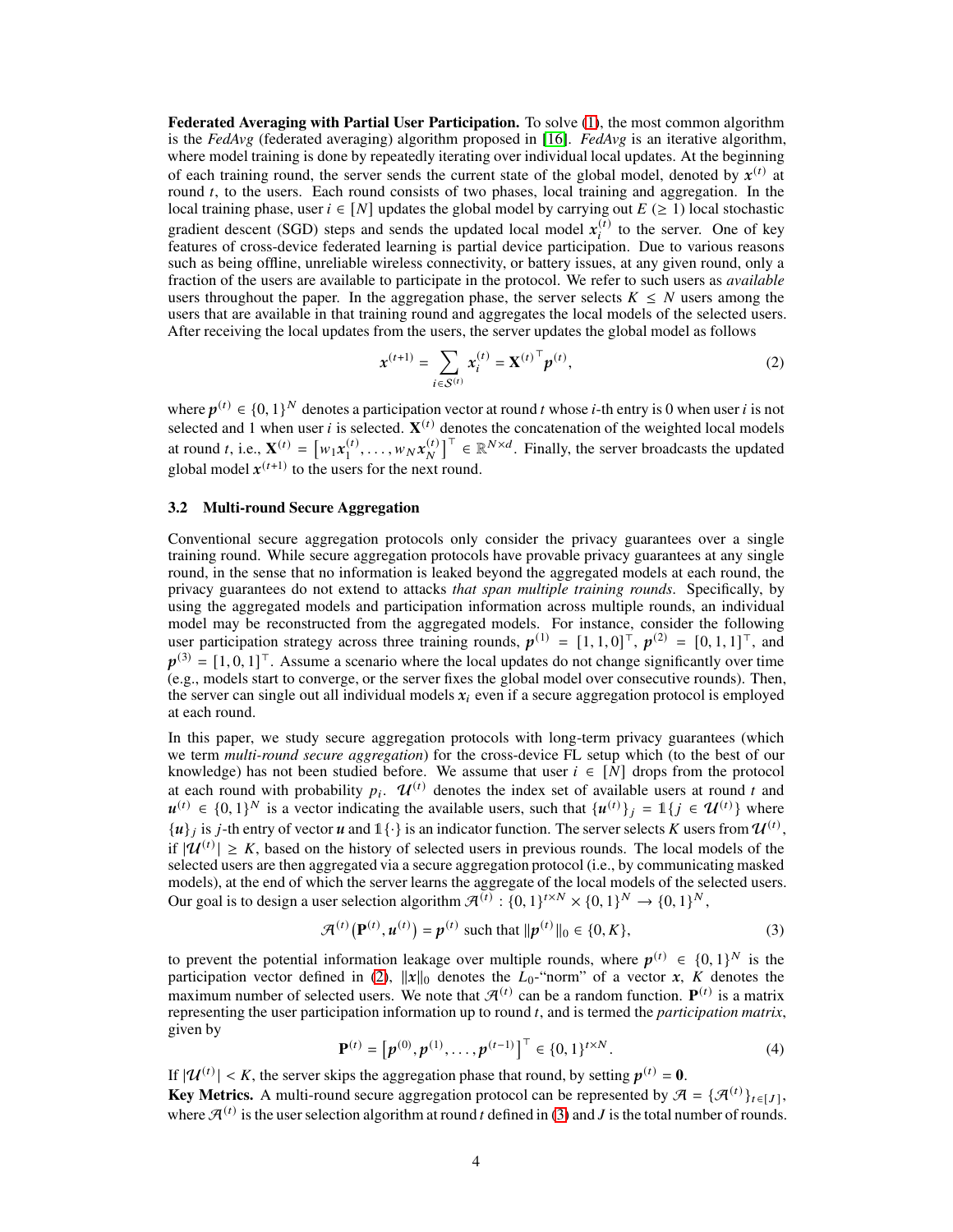**Federated Averaging with Partial User Participation.** To solve (1), the most common algorithm is the *FedAvg* (federated averaging) algorithm proposed in [16]. *FedAvg* is an iterative algorithm, where model training is done by repeatedly iterating over individual local updates. At the beginning of each training round, the server sends the current state of the global model, denoted by $\boldsymbol{x}^{(t)}$ at round $t$, to the users. Each round consists of two phases, local training and aggregation. In the local training phase, user $i \in [N]$ updates the global model by carrying out $E$ $(\geq 1)$ local stochastic gradient descent (SGD) steps and sends the updated local model $\boldsymbol{x}_i^{(t)}$ to the server. One of key features of cross-device federated learning is partial device participation. Due to various reasons such as being offline, unreliable wireless connectivity, or battery issues, at any given round, only a fraction of the users are available to participate in the protocol. We refer to such users as *available* users throughout the paper. In the aggregation phase, the server selects $K \leq N$ users among the users that are available in that training round and aggregates the local models of the selected users. After receiving the local updates from the users, the server updates the global model as follows

$$\boldsymbol{x}^{(t+1)} = \sum_{i \in \mathcal{S}^{(t)}} \boldsymbol{x}_i^{(t)} = \mathbf{X}^{(t)\top} \boldsymbol{p}^{(t)}, \tag{2}$$

where $\boldsymbol{p}^{(t)} \in \{0,1\}^N$ denotes a participation vector at round $t$ whose $i$-th entry is 0 when user $i$ is not selected and 1 when user $i$ is selected. $\mathbf{X}^{(t)}$ denotes the concatenation of the weighted local models at round $t$, i.e., $\mathbf{X}^{(t)} = \left[w_1 \boldsymbol{x}_1^{(t)}, \ldots, w_N \boldsymbol{x}_N^{(t)}\right]^\top \in \mathbb{R}^{N \times d}$. Finally, the server broadcasts the updated global model $\boldsymbol{x}^{(t+1)}$ to the users for the next round.

### 3.2 Multi-round Secure Aggregation

Conventional secure aggregation protocols only consider the privacy guarantees over a single training round. While secure aggregation protocols have provable privacy guarantees at any single round, in the sense that no information is leaked beyond the aggregated models at each round, the privacy guarantees do not extend to attacks *that span multiple training rounds*. Specifically, by using the aggregated models and participation information across multiple rounds, an individual model may be reconstructed from the aggregated models. For instance, consider the following user participation strategy across three training rounds, $\boldsymbol{p}^{(1)} = [1,1,0]^\top$, $\boldsymbol{p}^{(2)} = [0,1,1]^\top$, and $\boldsymbol{p}^{(3)} = [1,0,1]^\top$. Assume a scenario where the local updates do not change significantly over time (e.g., models start to converge, or the server fixes the global model over consecutive rounds). Then, the server can single out all individual models $\boldsymbol{x}_i$ even if a secure aggregation protocol is employed at each round.

In this paper, we study secure aggregation protocols with long-term privacy guarantees (which we term *multi-round secure aggregation*) for the cross-device FL setup which (to the best of our knowledge) has not been studied before. We assume that user $i \in [N]$ drops from the protocol at each round with probability $p_i$. $\mathcal{U}^{(t)}$ denotes the index set of available users at round $t$ and $\boldsymbol{u}^{(t)} \in \{0,1\}^N$ is a vector indicating the available users, such that $\{\boldsymbol{u}^{(t)}\}_j = \mathbb{1}\{j \in \mathcal{U}^{(t)}\}$ where $\{\boldsymbol{u}\}_j$ is $j$-th entry of vector $\boldsymbol{u}$ and $\mathbb{1}\{\cdot\}$ is an indicator function. The server selects $K$ users from $\mathcal{U}^{(t)}$, if $|\mathcal{U}^{(t)}| \geq K$, based on the history of selected users in previous rounds. The local models of the selected users are then aggregated via a secure aggregation protocol (i.e., by communicating masked models), at the end of which the server learns the aggregate of the local models of the selected users. Our goal is to design a user selection algorithm $\mathcal{A}^{(t)} : \{0,1\}^{t \times N} \times \{0,1\}^N \to \{0,1\}^N$,

$$\mathcal{A}^{(t)}\left(\mathbf{P}^{(t)}, \boldsymbol{u}^{(t)}\right) = \boldsymbol{p}^{(t)} \text{ such that } \|\boldsymbol{p}^{(t)}\|_0 \in \{0, K\}, \tag{3}$$

to prevent the potential information leakage over multiple rounds, where $\boldsymbol{p}^{(t)} \in \{0,1\}^N$ is the participation vector defined in (2), $\|\boldsymbol{x}\|_0$ denotes the $L_0$-"norm" of a vector $\boldsymbol{x}$, $K$ denotes the maximum number of selected users. We note that $\mathcal{A}^{(t)}$ can be a random function. $\mathbf{P}^{(t)}$ is a matrix representing the user participation information up to round $t$, and is termed the *participation matrix*, given by

$$\mathbf{P}^{(t)} = \left[\boldsymbol{p}^{(0)}, \boldsymbol{p}^{(1)}, \ldots, \boldsymbol{p}^{(t-1)}\right]^\top \in \{0,1\}^{t \times N}. \tag{4}$$

If $|\mathcal{U}^{(t)}| < K$, the server skips the aggregation phase that round, by setting $\boldsymbol{p}^{(t)} = \mathbf{0}$.

**Key Metrics.** A multi-round secure aggregation protocol can be represented by $\mathcal{A} = \{\mathcal{A}^{(t)}\}_{t \in [J]}$, where $\mathcal{A}^{(t)}$ is the user selection algorithm at round $t$ defined in (3) and $J$ is the total number of rounds.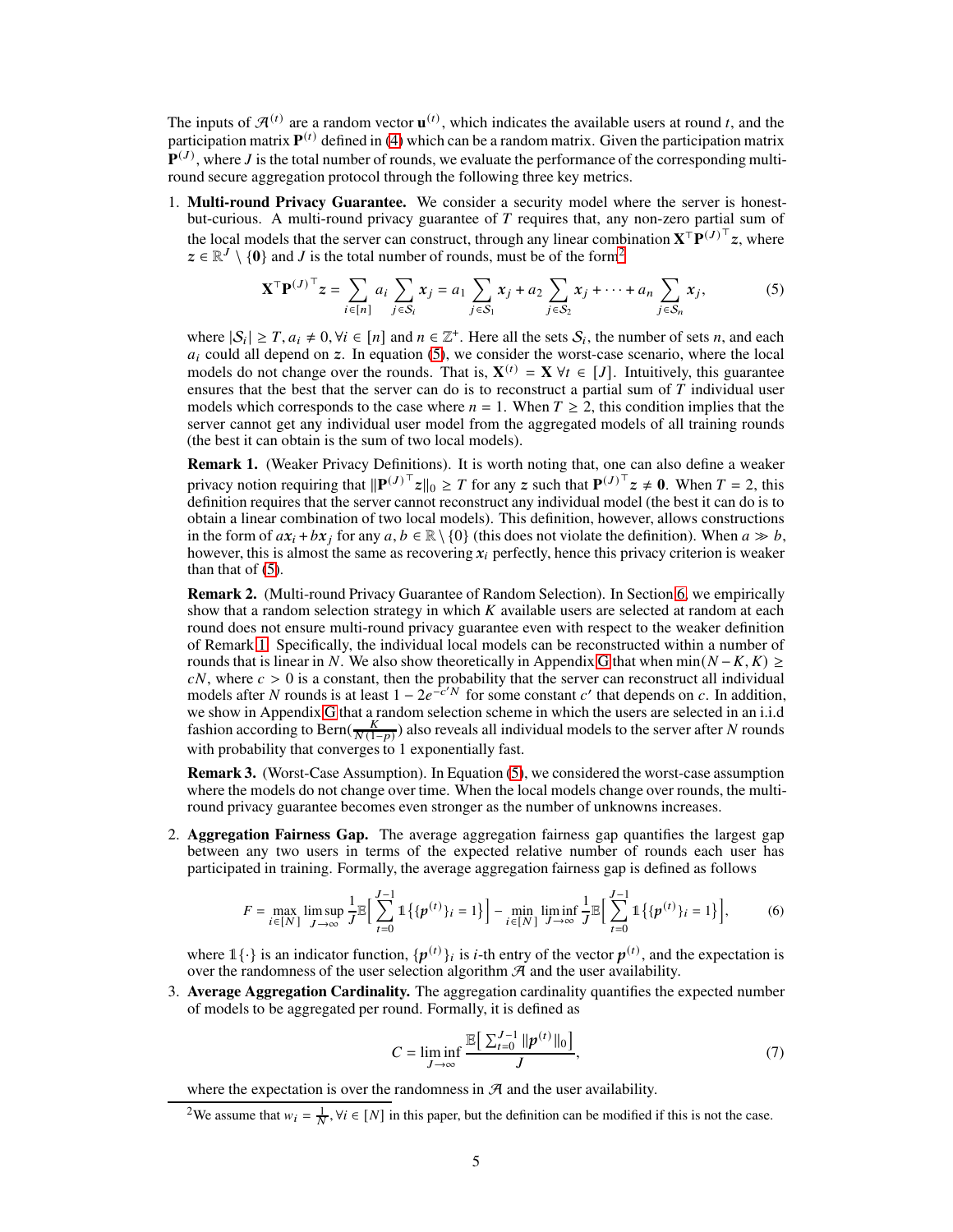The inputs of $\mathcal{A}^{(t)}$ are a random vector $\mathbf{u}^{(t)}$, which indicates the available users at round $t$, and the participation matrix $\mathbf{P}^{(t)}$ defined in (4) which can be a random matrix. Given the participation matrix $\mathbf{P}^{(J)}$, where $J$ is the total number of rounds, we evaluate the performance of the corresponding multi-round secure aggregation protocol through the following three key metrics.

1. **Multi-round Privacy Guarantee.** We consider a security model where the server is honest-but-curious. A multi-round privacy guarantee of $T$ requires that, any non-zero partial sum of the local models that the server can construct, through any linear combination $\mathbf{X}^\top \mathbf{P}^{(J)\top} \boldsymbol{z}$, where $\boldsymbol{z} \in \mathbb{R}^J \setminus \{\mathbf{0}\}$ and $J$ is the total number of rounds, must be of the form[2]

$$\mathbf{X}^\top \mathbf{P}^{(J)\top} \boldsymbol{z} = \sum_{i \in [n]} a_i \sum_{j \in \mathcal{S}_i} \boldsymbol{x}_j = a_1 \sum_{j \in \mathcal{S}_1} \boldsymbol{x}_j + a_2 \sum_{j \in \mathcal{S}_2} \boldsymbol{x}_j + \cdots + a_n \sum_{j \in \mathcal{S}_n} \boldsymbol{x}_j, \tag{5}$$

where $|\mathcal{S}_i| \geq T, a_i \neq 0, \forall i \in [n]$ and $n \in \mathbb{Z}^+$. Here all the sets $\mathcal{S}_i$, the number of sets $n$, and each $a_i$ could all depend on $\boldsymbol{z}$. In equation (5), we consider the worst-case scenario, where the local models do not change over the rounds. That is, $\mathbf{X}^{(t)} = \mathbf{X} \; \forall t \in [J]$. Intuitively, this guarantee ensures that the best that the server can do is to reconstruct a partial sum of $T$ individual user models which corresponds to the case where $n = 1$. When $T \geq 2$, this condition implies that the server cannot get any individual user model from the aggregated models of all training rounds (the best it can obtain is the sum of two local models).

**Remark 1.** (Weaker Privacy Definitions). It is worth noting that, one can also define a weaker privacy notion requiring that $\|\mathbf{P}^{(J)\top} \boldsymbol{z}\|_0 \geq T$ for any $\boldsymbol{z}$ such that $\mathbf{P}^{(J)\top} \boldsymbol{z} \neq \mathbf{0}$. When $T = 2$, this definition requires that the server cannot reconstruct any individual model (the best it can do is to obtain a linear combination of two local models). This definition, however, allows constructions in the form of $a\boldsymbol{x}_i + b\boldsymbol{x}_j$ for any $a, b \in \mathbb{R} \setminus \{0\}$ (this does not violate the definition). When $a \gg b$, however, this is almost the same as recovering $\boldsymbol{x}_i$ perfectly, hence this privacy criterion is weaker than that of (5).

**Remark 2.** (Multi-round Privacy Guarantee of Random Selection). In Section 6, we empirically show that a random selection strategy in which $K$ available users are selected at random at each round does not ensure multi-round privacy guarantee even with respect to the weaker definition of Remark 1. Specifically, the individual local models can be reconstructed within a number of rounds that is linear in $N$. We also show theoretically in Appendix G that when $\min(N - K, K) \geq cN$, where $c > 0$ is a constant, then the probability that the server can reconstruct all individual models after $N$ rounds is at least $1 - 2e^{-c'N}$ for some constant $c'$ that depends on $c$. In addition, we show in Appendix G that a random selection scheme in which the users are selected in an i.i.d fashion according to $\text{Bern}(\frac{K}{N(1-p)})$ also reveals all individual models to the server after $N$ rounds with probability that converges to 1 exponentially fast.

**Remark 3.** (Worst-Case Assumption). In Equation (5), we considered the worst-case assumption where the models do not change over time. When the local models change over rounds, the multi-round privacy guarantee becomes even stronger as the number of unknowns increases.

2. **Aggregation Fairness Gap.** The average aggregation fairness gap quantifies the largest gap between any two users in terms of the expected relative number of rounds each user has participated in training. Formally, the average aggregation fairness gap is defined as follows

$$F = \max_{i \in [N]} \limsup_{J \to \infty} \frac{1}{J} \mathbb{E}\Big[\sum_{t=0}^{J-1} \mathbb{1}\big\{\{\boldsymbol{p}^{(t)}\}_i = 1\big\}\Big] - \min_{i \in [N]} \liminf_{J \to \infty} \frac{1}{J} \mathbb{E}\Big[\sum_{t=0}^{J-1} \mathbb{1}\big\{\{\boldsymbol{p}^{(t)}\}_i = 1\big\}\Big], \tag{6}$$

where $\mathbb{1}\{\cdot\}$ is an indicator function, $\{\boldsymbol{p}^{(t)}\}_i$ is $i$-th entry of the vector $\boldsymbol{p}^{(t)}$, and the expectation is over the randomness of the user selection algorithm $\mathcal{A}$ and the user availability.

3. **Average Aggregation Cardinality.** The aggregation cardinality quantifies the expected number of models to be aggregated per round. Formally, it is defined as

$$C = \liminf_{J \to \infty} \frac{\mathbb{E}\big[\sum_{t=0}^{J-1} \|\boldsymbol{p}^{(t)}\|_0\big]}{J}, \tag{7}$$

where the expectation is over the randomness in $\mathcal{A}$ and the user availability.

[2] We assume that $w_i = \frac{1}{N}, \forall i \in [N]$ in this paper, but the definition can be modified if this is not the case.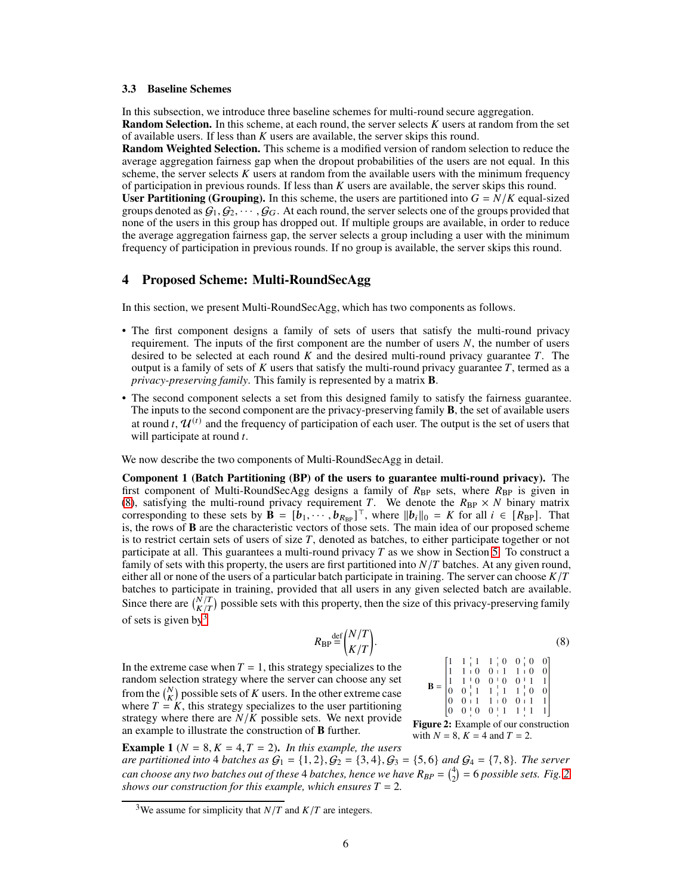### 3.3 Baseline Schemes

In this subsection, we introduce three baseline schemes for multi-round secure aggregation.

**Random Selection.** In this scheme, at each round, the server selects $K$ users at random from the set of available users. If less than $K$ users are available, the server skips this round.

**Random Weighted Selection.** This scheme is a modified version of random selection to reduce the average aggregation fairness gap when the dropout probabilities of the users are not equal. In this scheme, the server selects $K$ users at random from the available users with the minimum frequency of participation in previous rounds. If less than $K$ users are available, the server skips this round.

**User Partitioning (Grouping).** In this scheme, the users are partitioned into $G = N/K$ equal-sized groups denoted as $\mathcal{G}_1, \mathcal{G}_2, \cdots, \mathcal{G}_G$. At each round, the server selects one of the groups provided that none of the users in this group has dropped out. If multiple groups are available, in order to reduce the average aggregation fairness gap, the server selects a group including a user with the minimum frequency of participation in previous rounds. If no group is available, the server skips this round.

## 4 Proposed Scheme: Multi-RoundSecAgg

In this section, we present Multi-RoundSecAgg, which has two components as follows.

- The first component designs a family of sets of users that satisfy the multi-round privacy requirement. The inputs of the first component are the number of users $N$, the number of users desired to be selected at each round $K$ and the desired multi-round privacy guarantee $T$. The output is a family of sets of $K$ users that satisfy the multi-round privacy guarantee $T$, termed as a *privacy-preserving family*. This family is represented by a matrix $\mathbf{B}$.
- The second component selects a set from this designed family to satisfy the fairness guarantee. The inputs to the second component are the privacy-preserving family $\mathbf{B}$, the set of available users at round $t$, $\mathcal{U}^{(t)}$ and the frequency of participation of each user. The output is the set of users that will participate at round $t$.

We now describe the two components of Multi-RoundSecAgg in detail.

**Component 1 (Batch Partitioning (BP) of the users to guarantee multi-round privacy).** The first component of Multi-RoundSecAgg designs a family of $R_{\text{BP}}$ sets, where $R_{\text{BP}}$ is given in (8), satisfying the multi-round privacy requirement $T$. We denote the $R_{\text{BP}} \times N$ binary matrix corresponding to these sets by $\mathbf{B} = [\boldsymbol{b}_1, \cdots, \boldsymbol{b}_{R_{\text{BP}}}]^\top$, where $\|\boldsymbol{b}_i\|_0 = K$ for all $i \in [R_{\text{BP}}]$. That is, the rows of $\mathbf{B}$ are the characteristic vectors of those sets. The main idea of our proposed scheme is to restrict certain sets of users of size $T$, denoted as batches, to either participate together or not participate at all. This guarantees a multi-round privacy $T$ as we show in Section 5. To construct a family of sets with this property, the users are first partitioned into $N/T$ batches. At any given round, either all or none of the users of a particular batch participate in training. The server can choose $K/T$ batches to participate in training, provided that all users in any given selected batch are available. Since there are $\binom{N/T}{K/T}$ possible sets with this property, then the size of this privacy-preserving family of sets is given by[3]

$$R_{\text{BP}} \overset{\text{def}}{=} \binom{N/T}{K/T}. \tag{8}$$

In the extreme case when $T = 1$, this strategy specializes to the random selection strategy where the server can choose any set from the $\binom{N}{K}$ possible sets of $K$ users. In the other extreme case where $T = K$, this strategy specializes to the user partitioning strategy where there are $N/K$ possible sets. We next provide an example to illustrate the construction of $\mathbf{B}$ further.

$$\mathbf{B} = \begin{bmatrix} 1 & 1 & 1 & 1 & 0 & 0 & 0 & 0 \\ 1 & 1 & 0 & 0 & 1 & 1 & 0 & 0 \\ 1 & 1 & 0 & 0 & 0 & 0 & 1 & 1 \\ 0 & 0 & 1 & 1 & 1 & 1 & 0 & 0 \\ 0 & 0 & 1 & 1 & 0 & 0 & 1 & 1 \\ 0 & 0 & 0 & 0 & 1 & 1 & 1 & 1 \end{bmatrix}$$

**Figure 2:** Example of our construction with $N = 8$, $K = 4$ and $T = 2$.

**Example 1** ($N = 8, K = 4, T = 2$). *In this example, the users are partitioned into 4 batches as $\mathcal{G}_1 = \{1, 2\}, \mathcal{G}_2 = \{3, 4\}, \mathcal{G}_3 = \{5, 6\}$ and $\mathcal{G}_4 = \{7, 8\}$. The server can choose any two batches out of these 4 batches, hence we have $R_{BP} = \binom{4}{2} = 6$ possible sets. Fig. 2 shows our construction for this example, which ensures $T = 2$.*

[3] We assume for simplicity that $N/T$ and $K/T$ are integers.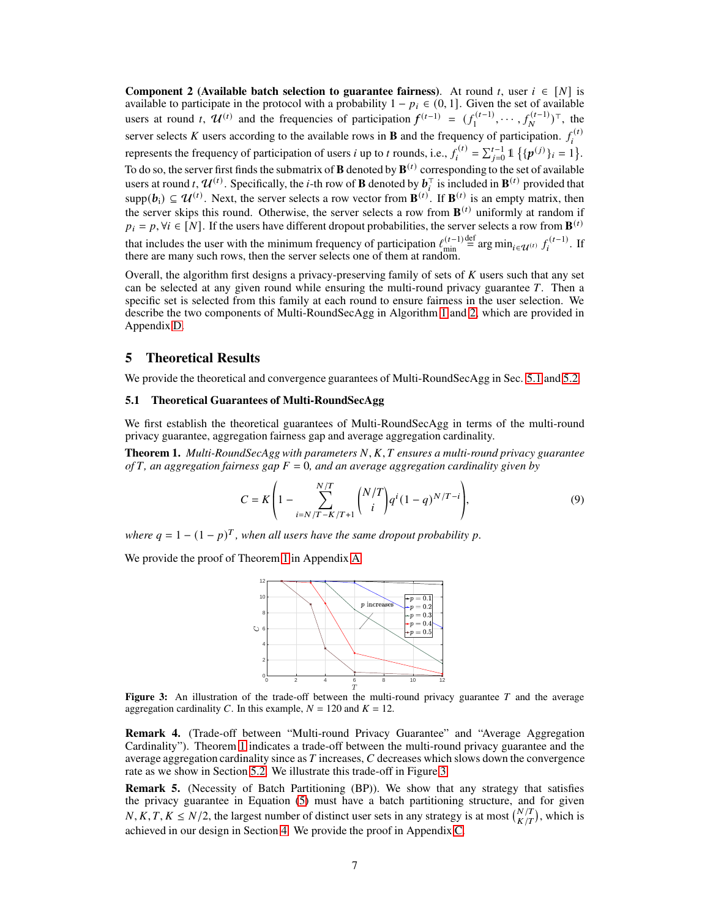**Component 2 (Available batch selection to guarantee fairness)**. At round $t$, user $i \in [N]$ is available to participate in the protocol with a probability $1 - p_i \in (0, 1]$. Given the set of available users at round $t$, $\mathcal{U}^{(t)}$ and the frequencies of participation $\boldsymbol{f}^{(t-1)} = (f_1^{(t-1)}, \cdots, f_N^{(t-1)})^\top$, the server selects $K$ users according to the available rows in $\mathbf{B}$ and the frequency of participation. $f_i^{(t)}$ represents the frequency of participation of users $i$ up to $t$ rounds, i.e., $f_i^{(t)} = \sum_{j=0}^{t-1} \mathbb{1}\left\{\{\boldsymbol{p}^{(j)}\}_i = 1\right\}$. To do so, the server first finds the submatrix of $\mathbf{B}$ denoted by $\mathbf{B}^{(t)}$ corresponding to the set of available users at round $t$, $\mathcal{U}^{(t)}$. Specifically, the $i$-th row of $\mathbf{B}$ denoted by $\boldsymbol{b}_i^\top$ is included in $\mathbf{B}^{(t)}$ provided that $\text{supp}(\boldsymbol{b}_i) \subseteq \mathcal{U}^{(t)}$. Next, the server selects a row vector from $\mathbf{B}^{(t)}$. If $\mathbf{B}^{(t)}$ is an empty matrix, then the server skips this round. Otherwise, the server selects a row from $\mathbf{B}^{(t)}$ uniformly at random if $p_i = p, \forall i \in [N]$. If the users have different dropout probabilities, the server selects a row from $\mathbf{B}^{(t)}$ that includes the user with the minimum frequency of participation $\ell_{\min}^{(t-1)} \overset{\text{def}}{=} \arg\min_{i \in \mathcal{U}^{(t)}} f_i^{(t-1)}$. If there are many such rows, then the server selects one of them at random.

Overall, the algorithm first designs a privacy-preserving family of sets of $K$ users such that any set can be selected at any given round while ensuring the multi-round privacy guarantee $T$. Then a specific set is selected from this family at each round to ensure fairness in the user selection. We describe the two components of Multi-RoundSecAgg in Algorithm 1 and 2, which are provided in Appendix D.

## 5 Theoretical Results

We provide the theoretical and convergence guarantees of Multi-RoundSecAgg in Sec. 5.1 and 5.2.

### 5.1 Theoretical Guarantees of Multi-RoundSecAgg

We first establish the theoretical guarantees of Multi-RoundSecAgg in terms of the multi-round privacy guarantee, aggregation fairness gap and average aggregation cardinality.

**Theorem 1.** *Multi-RoundSecAgg with parameters $N, K, T$ ensures a multi-round privacy guarantee of $T$, an aggregation fairness gap $F = 0$, and an average aggregation cardinality given by*

$$C = K\left(1 - \sum_{i=N/T-K/T+1}^{N/T} \binom{N/T}{i} q^i (1-q)^{N/T-i}\right), \tag{9}$$

*where $q = 1 - (1-p)^T$, when all users have the same dropout probability $p$.*

We provide the proof of Theorem 1 in Appendix A.

Figure 3: An illustration of the trade-off between the multi-round privacy guarantee $T$ and the average aggregation cardinality $C$. In this example, $N = 120$ and $K = 12$.

**Remark 4.** (Trade-off between "Multi-round Privacy Guarantee" and "Average Aggregation Cardinality"). Theorem 1 indicates a trade-off between the multi-round privacy guarantee and the average aggregation cardinality since as $T$ increases, $C$ decreases which slows down the convergence rate as we show in Section 5.2. We illustrate this trade-off in Figure 3.

**Remark 5.** (Necessity of Batch Partitioning (BP)). We show that any strategy that satisfies the privacy guarantee in Equation (5) must have a batch partitioning structure, and for given $N, K, T, K \leq N/2$, the largest number of distinct user sets in any strategy is at most $\binom{N/T}{K/T}$, which is achieved in our design in Section 4. We provide the proof in Appendix C.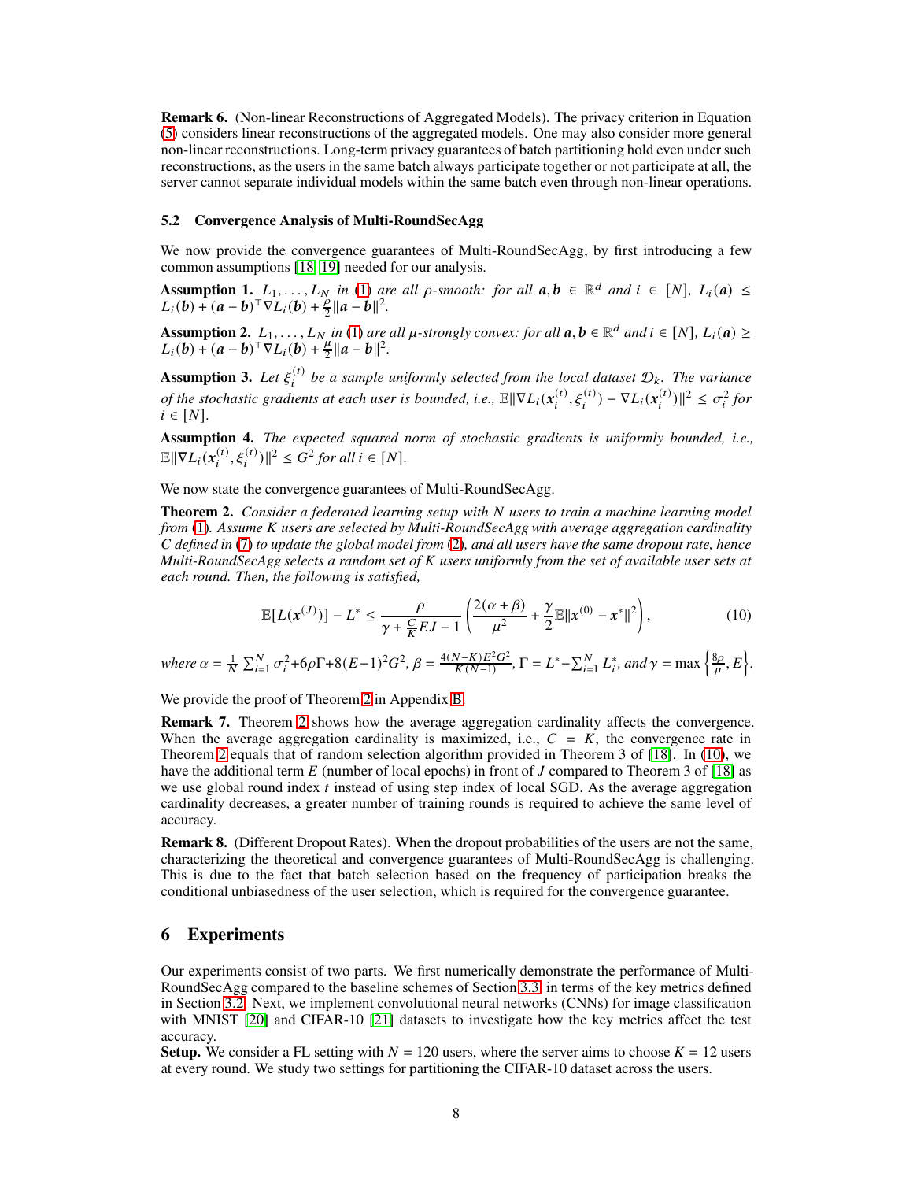**Remark 6.** (Non-linear Reconstructions of Aggregated Models). The privacy criterion in Equation (5) considers linear reconstructions of the aggregated models. One may also consider more general non-linear reconstructions. Long-term privacy guarantees of batch partitioning hold even under such reconstructions, as the users in the same batch always participate together or not participate at all, the server cannot separate individual models within the same batch even through non-linear operations.

### 5.2 Convergence Analysis of Multi-RoundSecAgg

We now provide the convergence guarantees of Multi-RoundSecAgg, by first introducing a few common assumptions [18, 19] needed for our analysis.

**Assumption 1.** *$L_1, \ldots, L_N$ in (1) are all $\rho$-smooth: for all $\boldsymbol{a}, \boldsymbol{b} \in \mathbb{R}^d$ and $i \in [N]$, $L_i(\boldsymbol{a}) \leq L_i(\boldsymbol{b}) + (\boldsymbol{a} - \boldsymbol{b})^\top \nabla L_i(\boldsymbol{b}) + \frac{\rho}{2}\|\boldsymbol{a} - \boldsymbol{b}\|^2$.*

**Assumption 2.** *$L_1, \ldots, L_N$ in (1) are all $\mu$-strongly convex: for all $\boldsymbol{a}, \boldsymbol{b} \in \mathbb{R}^d$ and $i \in [N]$, $L_i(\boldsymbol{a}) \geq L_i(\boldsymbol{b}) + (\boldsymbol{a} - \boldsymbol{b})^\top \nabla L_i(\boldsymbol{b}) + \frac{\mu}{2}\|\boldsymbol{a} - \boldsymbol{b}\|^2$.*

**Assumption 3.** *Let $\xi_i^{(t)}$ be a sample uniformly selected from the local dataset $\mathcal{D}_k$. The variance of the stochastic gradients at each user is bounded, i.e., $\mathbb{E}\|\nabla L_i(\boldsymbol{x}_i^{(t)}, \xi_i^{(t)}) - \nabla L_i(\boldsymbol{x}_i^{(t)})\|^2 \leq \sigma_i^2$ for $i \in [N]$.*

**Assumption 4.** *The expected squared norm of stochastic gradients is uniformly bounded, i.e., $\mathbb{E}\|\nabla L_i(\boldsymbol{x}_i^{(t)}, \xi_i^{(t)})\|^2 \leq G^2$ for all $i \in [N]$.*

We now state the convergence guarantees of Multi-RoundSecAgg.

**Theorem 2.** *Consider a federated learning setup with $N$ users to train a machine learning model from (1). Assume $K$ users are selected by Multi-RoundSecAgg with average aggregation cardinality $C$ defined in (7) to update the global model from (2), and all users have the same dropout rate, hence Multi-RoundSecAgg selects a random set of $K$ users uniformly from the set of available user sets at each round. Then, the following is satisfied,*

$$\mathbb{E}[L(\boldsymbol{x}^{(J)})] - L^* \leq \frac{\rho}{\gamma + \frac{C}{K}EJ - 1}\left(\frac{2(\alpha + \beta)}{\mu^2} + \frac{\gamma}{2}\mathbb{E}\|\boldsymbol{x}^{(0)} - \boldsymbol{x}^*\|^2\right), \tag{10}$$

*where $\alpha = \frac{1}{N}\sum_{i=1}^N \sigma_i^2 + 6\rho\Gamma + 8(E-1)^2G^2$, $\beta = \frac{4(N-K)E^2G^2}{K(N-1)}$, $\Gamma = L^* - \sum_{i=1}^N L_i^*$, and $\gamma = \max\left\{\frac{8\rho}{\mu}, E\right\}$.*

We provide the proof of Theorem 2 in Appendix B.

**Remark 7.** Theorem 2 shows how the average aggregation cardinality affects the convergence. When the average aggregation cardinality is maximized, i.e., $C = K$, the convergence rate in Theorem 2 equals that of random selection algorithm provided in Theorem 3 of [18]. In (10), we have the additional term $E$ (number of local epochs) in front of $J$ compared to Theorem 3 of [18] as we use global round index $t$ instead of using step index of local SGD. As the average aggregation cardinality decreases, a greater number of training rounds is required to achieve the same level of accuracy.

**Remark 8.** (Different Dropout Rates). When the dropout probabilities of the users are not the same, characterizing the theoretical and convergence guarantees of Multi-RoundSecAgg is challenging. This is due to the fact that batch selection based on the frequency of participation breaks the conditional unbiasedness of the user selection, which is required for the convergence guarantee.

## 6 Experiments

Our experiments consist of two parts. We first numerically demonstrate the performance of Multi-RoundSecAgg compared to the baseline schemes of Section 3.3, in terms of the key metrics defined in Section 3.2. Next, we implement convolutional neural networks (CNNs) for image classification with MNIST [20] and CIFAR-10 [21] datasets to investigate how the key metrics affect the test accuracy.

**Setup.** We consider a FL setting with $N = 120$ users, where the server aims to choose $K = 12$ users at every round. We study two settings for partitioning the CIFAR-10 dataset across the users.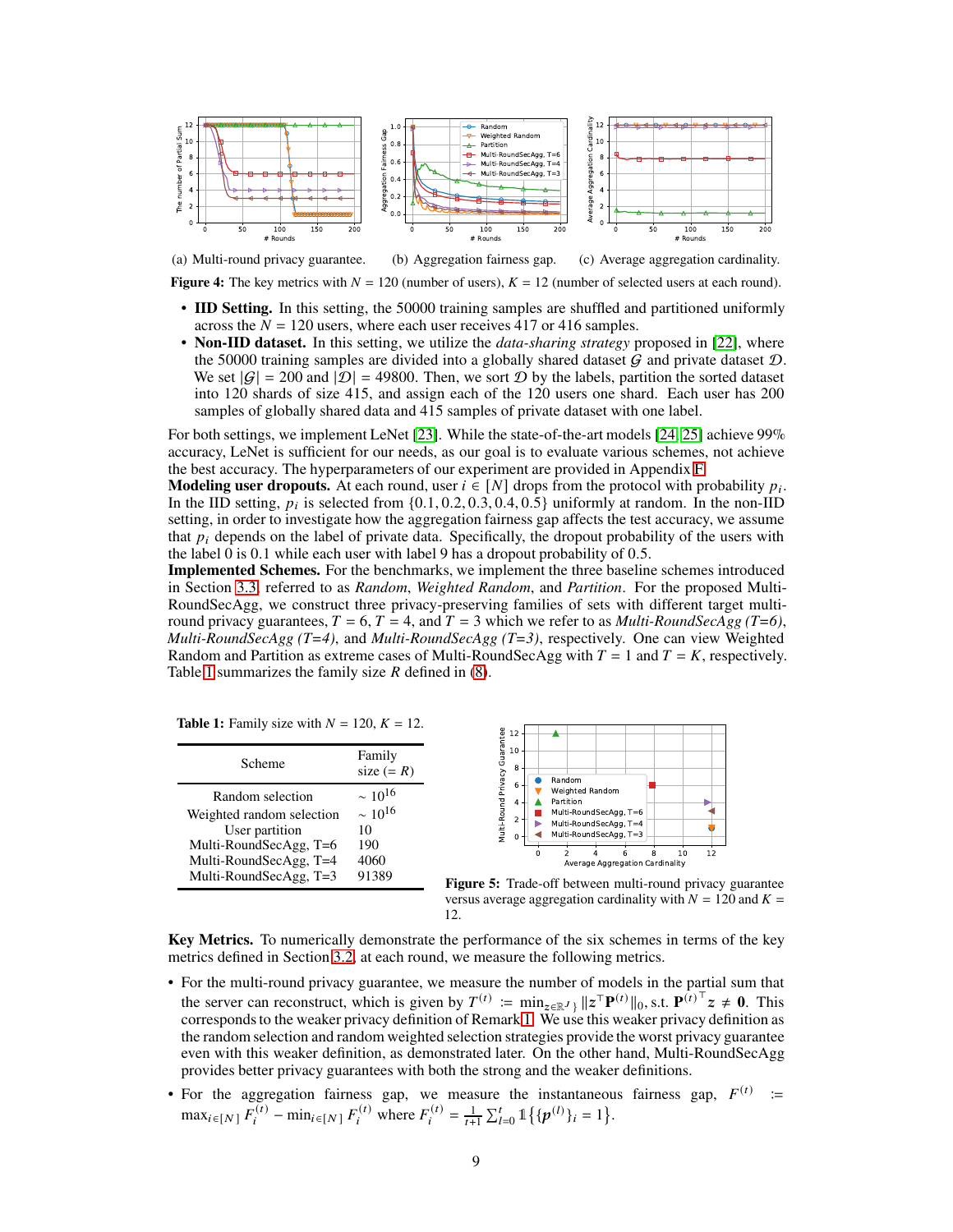(a) Multi-round privacy guarantee. (b) Aggregation fairness gap. (c) Average aggregation cardinality.

**Figure 4:** The key metrics with $N = 120$ (number of users), $K = 12$ (number of selected users at each round).

- **IID Setting.** In this setting, the 50000 training samples are shuffled and partitioned uniformly across the $N = 120$ users, where each user receives 417 or 416 samples.
- **Non-IID dataset.** In this setting, we utilize the *data-sharing strategy* proposed in [22], where the 50000 training samples are divided into a globally shared dataset $\mathcal{G}$ and private dataset $\mathcal{D}$. We set $|\mathcal{G}| = 200$ and $|\mathcal{D}| = 49800$. Then, we sort $\mathcal{D}$ by the labels, partition the sorted dataset into 120 shards of size 415, and assign each of the 120 users one shard. Each user has 200 samples of globally shared data and 415 samples of private dataset with one label.

For both settings, we implement LeNet [23]. While the state-of-the-art models [24, 25] achieve 99% accuracy, LeNet is sufficient for our needs, as our goal is to evaluate various schemes, not achieve the best accuracy. The hyperparameters of our experiment are provided in Appendix F.

**Modeling user dropouts.** At each round, user $i \in [N]$ drops from the protocol with probability $p_i$. In the IID setting, $p_i$ is selected from $\{0.1, 0.2, 0.3, 0.4, 0.5\}$ uniformly at random. In the non-IID setting, in order to investigate how the aggregation fairness gap affects the test accuracy, we assume that $p_i$ depends on the label of private data. Specifically, the dropout probability of the users with the label 0 is 0.1 while each user with label 9 has a dropout probability of 0.5.

**Implemented Schemes.** For the benchmarks, we implement the three baseline schemes introduced in Section 3.3, referred to as *Random*, *Weighted Random*, and *Partition*. For the proposed Multi-RoundSecAgg, we construct three privacy-preserving families of sets with different target multi-round privacy guarantees, $T = 6$, $T = 4$, and $T = 3$ which we refer to as *Multi-RoundSecAgg (T=6)*, *Multi-RoundSecAgg (T=4)*, and *Multi-RoundSecAgg (T=3)*, respectively. One can view Weighted Random and Partition as extreme cases of Multi-RoundSecAgg with $T = 1$ and $T = K$, respectively. Table 1 summarizes the family size $R$ defined in (8).

**Table 1:** Family size with $N = 120$, $K = 12$.

| Scheme | Family size ($= R$) |
|---|---|
| Random selection | $\sim 10^{16}$ |
| Weighted random selection | $\sim 10^{16}$ |
| User partition | 10 |
| Multi-RoundSecAgg, T=6 | 190 |
| Multi-RoundSecAgg, T=4 | 4060 |
| Multi-RoundSecAgg, T=3 | 91389 |

**Figure 5:** Trade-off between multi-round privacy guarantee versus average aggregation cardinality with $N = 120$ and $K = 12$.

**Key Metrics.** To numerically demonstrate the performance of the six schemes in terms of the key metrics defined in Section 3.2, at each round, we measure the following metrics.

- For the multi-round privacy guarantee, we measure the number of models in the partial sum that the server can reconstruct, which is given by $T^{(t)} := \min_{\mathbf{z} \in \mathbb{R}^J\}} \|\mathbf{z}^\top \mathbf{P}^{(t)}\|_0$, s.t. ${\mathbf{P}^{(t)}}^\top \mathbf{z} \neq \mathbf{0}$. This corresponds to the weaker privacy definition of Remark 1. We use this weaker privacy definition as the random selection and random weighted selection strategies provide the worst privacy guarantee even with this weaker definition, as demonstrated later. On the other hand, Multi-RoundSecAgg provides better privacy guarantees with both the strong and the weaker definitions.
- For the aggregation fairness gap, we measure the instantaneous fairness gap, $F^{(t)} := \max_{i \in [N]} F_i^{(t)} - \min_{i \in [N]} F_i^{(t)}$ where $F_i^{(t)} = \frac{1}{t+1} \sum_{l=0}^{t} \mathbb{1}\{\{\boldsymbol{p}^{(l)}\}_i = 1\}$.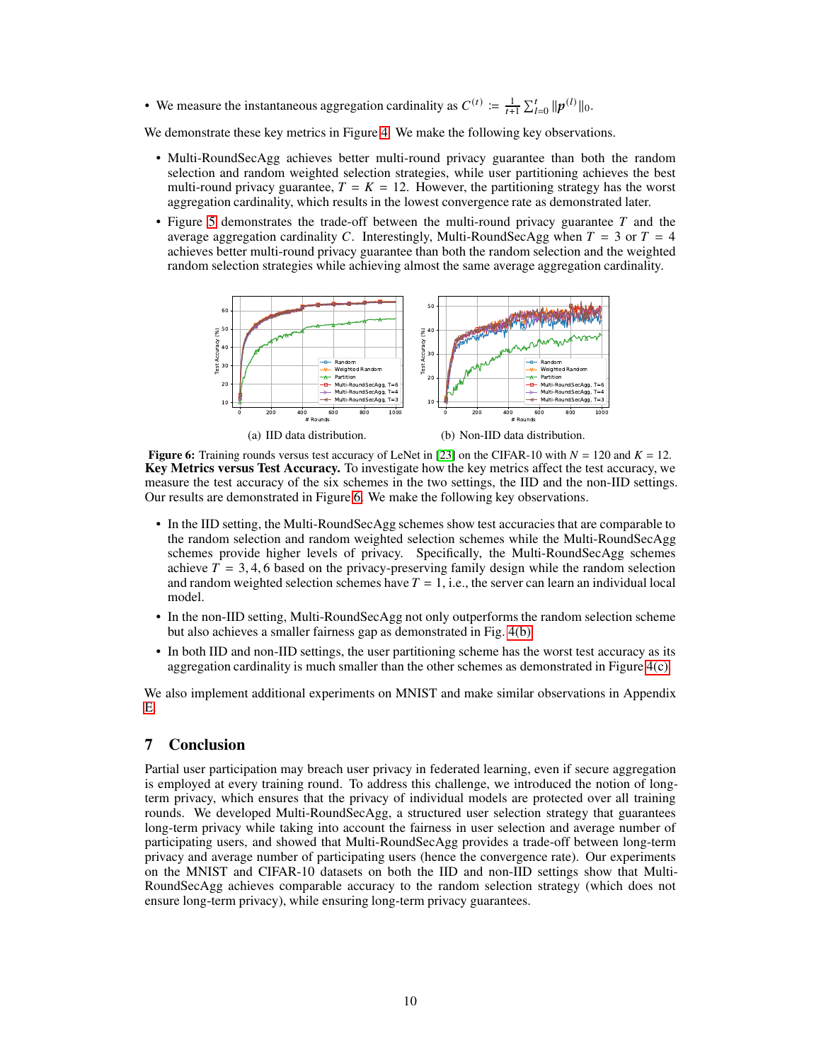- We measure the instantaneous aggregation cardinality as $C^{(t)} := \frac{1}{t+1}\sum_{l=0}^{t} \|\boldsymbol{p}^{(l)}\|_0$.

We demonstrate these key metrics in Figure 4. We make the following key observations.

- Multi-RoundSecAgg achieves better multi-round privacy guarantee than both the random selection and random weighted selection strategies, while user partitioning achieves the best multi-round privacy guarantee, $T = K = 12$. However, the partitioning strategy has the worst aggregation cardinality, which results in the lowest convergence rate as demonstrated later.
- Figure 5 demonstrates the trade-off between the multi-round privacy guarantee $T$ and the average aggregation cardinality $C$. Interestingly, Multi-RoundSecAgg when $T = 3$ or $T = 4$ achieves better multi-round privacy guarantee than both the random selection and the weighted random selection strategies while achieving almost the same average aggregation cardinality.

(a) IID data distribution.

(b) Non-IID data distribution.

**Figure 6:** Training rounds versus test accuracy of LeNet in [23] on the CIFAR-10 with $N = 120$ and $K = 12$.

**Key Metrics versus Test Accuracy.** To investigate how the key metrics affect the test accuracy, we measure the test accuracy of the six schemes in the two settings, the IID and the non-IID settings. Our results are demonstrated in Figure 6. We make the following key observations.

- In the IID setting, the Multi-RoundSecAgg schemes show test accuracies that are comparable to the random selection and random weighted selection schemes while the Multi-RoundSecAgg schemes provide higher levels of privacy. Specifically, the Multi-RoundSecAgg schemes achieve $T = 3, 4, 6$ based on the privacy-preserving family design while the random selection and random weighted selection schemes have $T = 1$, i.e., the server can learn an individual local model.
- In the non-IID setting, Multi-RoundSecAgg not only outperforms the random selection scheme but also achieves a smaller fairness gap as demonstrated in Fig. 4(b).
- In both IID and non-IID settings, the user partitioning scheme has the worst test accuracy as its aggregation cardinality is much smaller than the other schemes as demonstrated in Figure 4(c).

We also implement additional experiments on MNIST and make similar observations in Appendix E.

## 7 Conclusion

Partial user participation may breach user privacy in federated learning, even if secure aggregation is employed at every training round. To address this challenge, we introduced the notion of long-term privacy, which ensures that the privacy of individual models are protected over all training rounds. We developed Multi-RoundSecAgg, a structured user selection strategy that guarantees long-term privacy while taking into account the fairness in user selection and average number of participating users, and showed that Multi-RoundSecAgg provides a trade-off between long-term privacy and average number of participating users (hence the convergence rate). Our experiments on the MNIST and CIFAR-10 datasets on both the IID and non-IID settings show that Multi-RoundSecAgg achieves comparable accuracy to the random selection strategy (which does not ensure long-term privacy), while ensuring long-term privacy guarantees.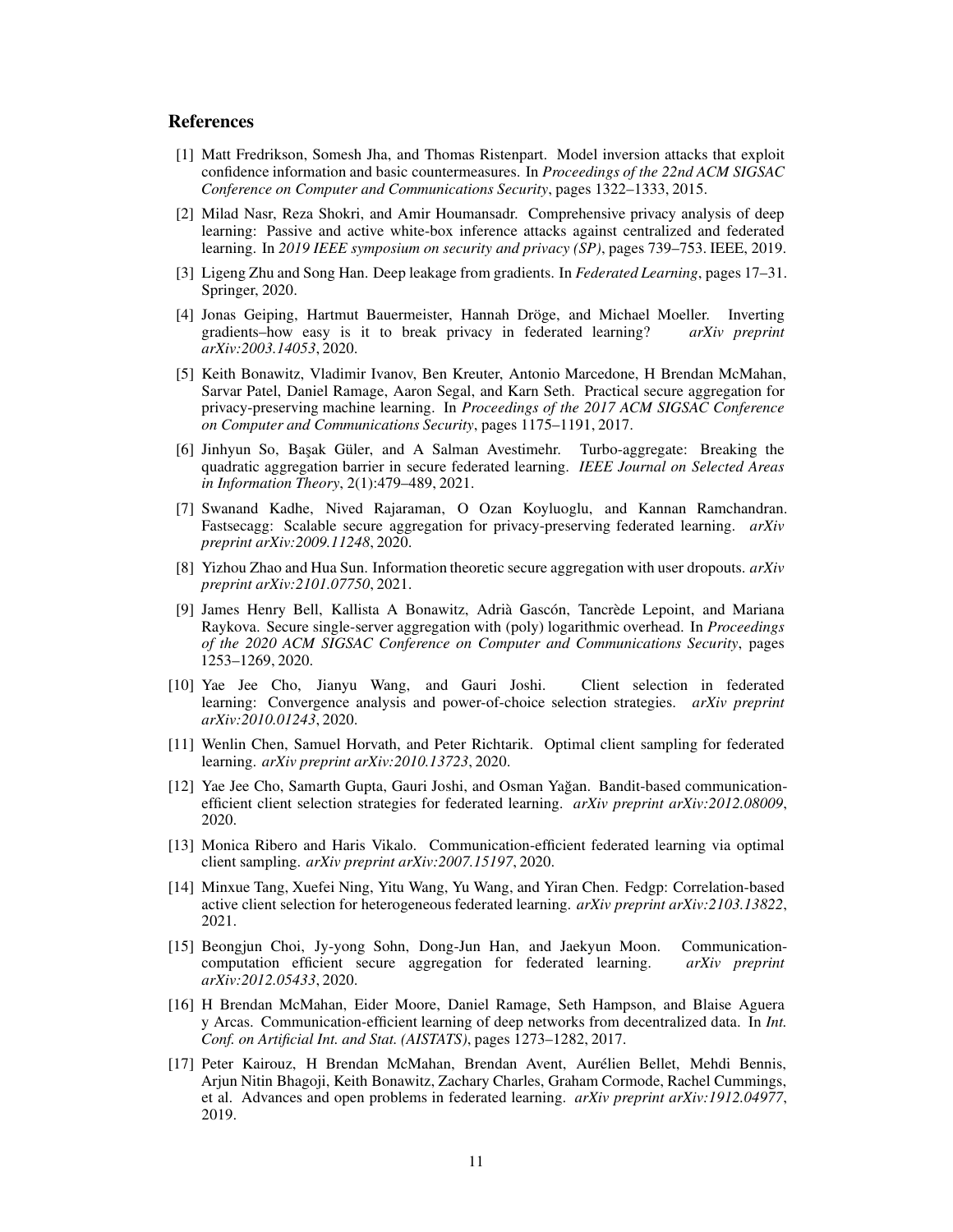## References

[1] Matt Fredrikson, Somesh Jha, and Thomas Ristenpart. Model inversion attacks that exploit confidence information and basic countermeasures. In *Proceedings of the 22nd ACM SIGSAC Conference on Computer and Communications Security*, pages 1322–1333, 2015.

[2] Milad Nasr, Reza Shokri, and Amir Houmansadr. Comprehensive privacy analysis of deep learning: Passive and active white-box inference attacks against centralized and federated learning. In *2019 IEEE symposium on security and privacy (SP)*, pages 739–753. IEEE, 2019.

[3] Ligeng Zhu and Song Han. Deep leakage from gradients. In *Federated Learning*, pages 17–31. Springer, 2020.

[4] Jonas Geiping, Hartmut Bauermeister, Hannah Dröge, and Michael Moeller. Inverting gradients–how easy is it to break privacy in federated learning? *arXiv preprint arXiv:2003.14053*, 2020.

[5] Keith Bonawitz, Vladimir Ivanov, Ben Kreuter, Antonio Marcedone, H Brendan McMahan, Sarvar Patel, Daniel Ramage, Aaron Segal, and Karn Seth. Practical secure aggregation for privacy-preserving machine learning. In *Proceedings of the 2017 ACM SIGSAC Conference on Computer and Communications Security*, pages 1175–1191, 2017.

[6] Jinhyun So, Başak Güler, and A Salman Avestimehr. Turbo-aggregate: Breaking the quadratic aggregation barrier in secure federated learning. *IEEE Journal on Selected Areas in Information Theory*, 2(1):479–489, 2021.

[7] Swanand Kadhe, Nived Rajaraman, O Ozan Koyluoglu, and Kannan Ramchandran. Fastsecagg: Scalable secure aggregation for privacy-preserving federated learning. *arXiv preprint arXiv:2009.11248*, 2020.

[8] Yizhou Zhao and Hua Sun. Information theoretic secure aggregation with user dropouts. *arXiv preprint arXiv:2101.07750*, 2021.

[9] James Henry Bell, Kallista A Bonawitz, Adrià Gascón, Tancrède Lepoint, and Mariana Raykova. Secure single-server aggregation with (poly) logarithmic overhead. In *Proceedings of the 2020 ACM SIGSAC Conference on Computer and Communications Security*, pages 1253–1269, 2020.

[10] Yae Jee Cho, Jianyu Wang, and Gauri Joshi. Client selection in federated learning: Convergence analysis and power-of-choice selection strategies. *arXiv preprint arXiv:2010.01243*, 2020.

[11] Wenlin Chen, Samuel Horvath, and Peter Richtarik. Optimal client sampling for federated learning. *arXiv preprint arXiv:2010.13723*, 2020.

[12] Yae Jee Cho, Samarth Gupta, Gauri Joshi, and Osman Yağan. Bandit-based communication-efficient client selection strategies for federated learning. *arXiv preprint arXiv:2012.08009*, 2020.

[13] Monica Ribero and Haris Vikalo. Communication-efficient federated learning via optimal client sampling. *arXiv preprint arXiv:2007.15197*, 2020.

[14] Minxue Tang, Xuefei Ning, Yitu Wang, Yu Wang, and Yiran Chen. Fedgp: Correlation-based active client selection for heterogeneous federated learning. *arXiv preprint arXiv:2103.13822*, 2021.

[15] Beongjun Choi, Jy-yong Sohn, Dong-Jun Han, and Jaekyun Moon. Communication-computation efficient secure aggregation for federated learning. *arXiv preprint arXiv:2012.05433*, 2020.

[16] H Brendan McMahan, Eider Moore, Daniel Ramage, Seth Hampson, and Blaise Aguera y Arcas. Communication-efficient learning of deep networks from decentralized data. In *Int. Conf. on Artificial Int. and Stat. (AISTATS)*, pages 1273–1282, 2017.

[17] Peter Kairouz, H Brendan McMahan, Brendan Avent, Aurélien Bellet, Mehdi Bennis, Arjun Nitin Bhagoji, Keith Bonawitz, Zachary Charles, Graham Cormode, Rachel Cummings, et al. Advances and open problems in federated learning. *arXiv preprint arXiv:1912.04977*, 2019.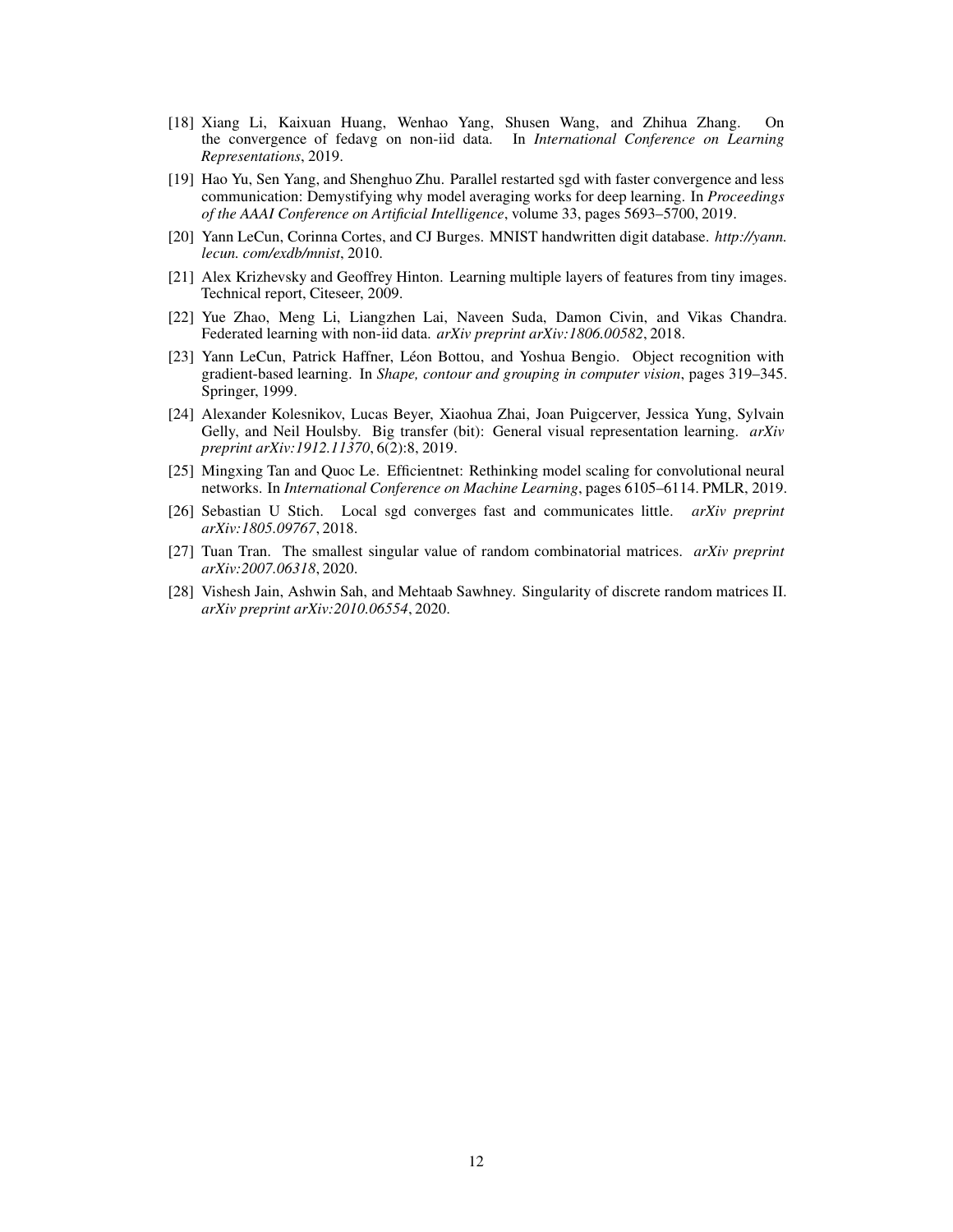[18] Xiang Li, Kaixuan Huang, Wenhao Yang, Shusen Wang, and Zhihua Zhang. On the convergence of fedavg on non-iid data. In *International Conference on Learning Representations*, 2019.

[19] Hao Yu, Sen Yang, and Shenghuo Zhu. Parallel restarted sgd with faster convergence and less communication: Demystifying why model averaging works for deep learning. In *Proceedings of the AAAI Conference on Artificial Intelligence*, volume 33, pages 5693–5700, 2019.

[20] Yann LeCun, Corinna Cortes, and CJ Burges. MNIST handwritten digit database. *http://yann.lecun. com/exdb/mnist*, 2010.

[21] Alex Krizhevsky and Geoffrey Hinton. Learning multiple layers of features from tiny images. Technical report, Citeseer, 2009.

[22] Yue Zhao, Meng Li, Liangzhen Lai, Naveen Suda, Damon Civin, and Vikas Chandra. Federated learning with non-iid data. *arXiv preprint arXiv:1806.00582*, 2018.

[23] Yann LeCun, Patrick Haffner, Léon Bottou, and Yoshua Bengio. Object recognition with gradient-based learning. In *Shape, contour and grouping in computer vision*, pages 319–345. Springer, 1999.

[24] Alexander Kolesnikov, Lucas Beyer, Xiaohua Zhai, Joan Puigcerver, Jessica Yung, Sylvain Gelly, and Neil Houlsby. Big transfer (bit): General visual representation learning. *arXiv preprint arXiv:1912.11370*, 6(2):8, 2019.

[25] Mingxing Tan and Quoc Le. Efficientnet: Rethinking model scaling for convolutional neural networks. In *International Conference on Machine Learning*, pages 6105–6114. PMLR, 2019.

[26] Sebastian U Stich. Local sgd converges fast and communicates little. *arXiv preprint arXiv:1805.09767*, 2018.

[27] Tuan Tran. The smallest singular value of random combinatorial matrices. *arXiv preprint arXiv:2007.06318*, 2020.

[28] Vishesh Jain, Ashwin Sah, and Mehtaab Sawhney. Singularity of discrete random matrices II. *arXiv preprint arXiv:2010.06554*, 2020.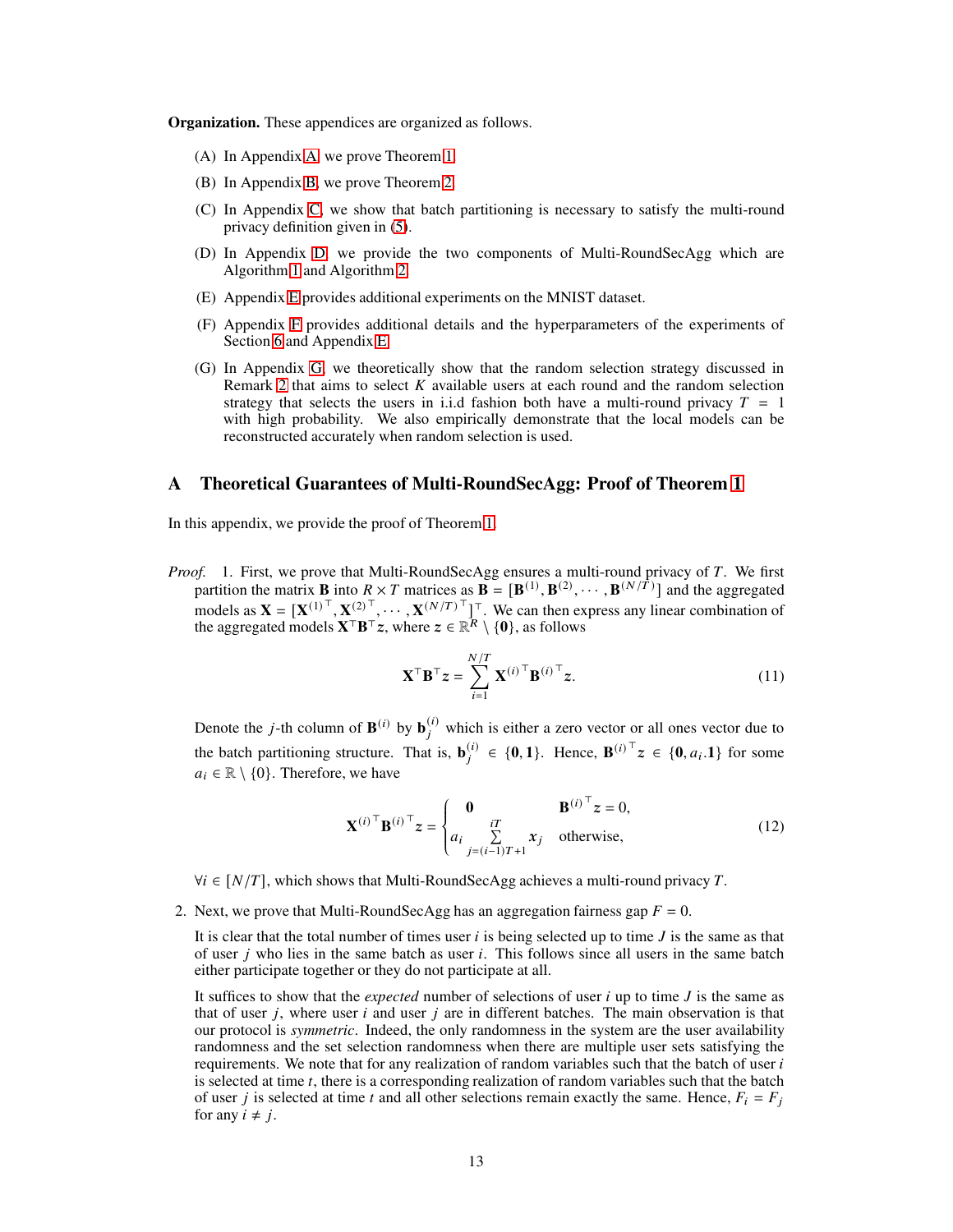**Organization.** These appendices are organized as follows.

(A) In Appendix A, we prove Theorem 1.

(B) In Appendix B, we prove Theorem 2.

(C) In Appendix C, we show that batch partitioning is necessary to satisfy the multi-round privacy definition given in (5).

(D) In Appendix D, we provide the two components of Multi-RoundSecAgg which are Algorithm 1 and Algorithm 2.

(E) Appendix E provides additional experiments on the MNIST dataset.

(F) Appendix F provides additional details and the hyperparameters of the experiments of Section 6 and Appendix E.

(G) In Appendix G, we theoretically show that the random selection strategy discussed in Remark 2 that aims to select $K$ available users at each round and the random selection strategy that selects the users in i.i.d fashion both have a multi-round privacy $T = 1$ with high probability. We also empirically demonstrate that the local models can be reconstructed accurately when random selection is used.

# A Theoretical Guarantees of Multi-RoundSecAgg: Proof of Theorem 1

In this appendix, we provide the proof of Theorem 1.

*Proof.* 1. First, we prove that Multi-RoundSecAgg ensures a multi-round privacy of $T$. We first partition the matrix $\mathbf{B}$ into $R \times T$ matrices as $\mathbf{B} = [\mathbf{B}^{(1)}, \mathbf{B}^{(2)}, \cdots, \mathbf{B}^{(N/T)}]$ and the aggregated models as $\mathbf{X} = [\mathbf{X}^{(1)\top}, \mathbf{X}^{(2)\top}, \cdots, \mathbf{X}^{(N/T)\top}]^\top$. We can then express any linear combination of the aggregated models $\mathbf{X}^\top \mathbf{B}^\top \boldsymbol{z}$, where $\boldsymbol{z} \in \mathbb{R}^R \setminus \{\mathbf{0}\}$, as follows

$$\mathbf{X}^\top \mathbf{B}^\top \boldsymbol{z} = \sum_{i=1}^{N/T} \mathbf{X}^{(i)\top} \mathbf{B}^{(i)\top} \boldsymbol{z}. \tag{11}$$

Denote the $j$-th column of $\mathbf{B}^{(i)}$ by $\mathbf{b}_j^{(i)}$ which is either a zero vector or all ones vector due to the batch partitioning structure. That is, $\mathbf{b}_j^{(i)} \in \{\mathbf{0}, \mathbf{1}\}$. Hence, $\mathbf{B}^{(i)\top} \boldsymbol{z} \in \{\mathbf{0}, a_i . \mathbf{1}\}$ for some $a_i \in \mathbb{R} \setminus \{0\}$. Therefore, we have

$$\mathbf{X}^{(i)\top} \mathbf{B}^{(i)\top} \boldsymbol{z} = \begin{cases} \mathbf{0} & \mathbf{B}^{(i)\top} \boldsymbol{z} = 0, \\ a_i \sum\limits_{j=(i-1)T+1}^{iT} \boldsymbol{x}_j & \text{otherwise,} \end{cases} \tag{12}$$

$\forall i \in [N/T]$, which shows that Multi-RoundSecAgg achieves a multi-round privacy $T$.

2. Next, we prove that Multi-RoundSecAgg has an aggregation fairness gap $F = 0$.

   It is clear that the total number of times user $i$ is being selected up to time $J$ is the same as that of user $j$ who lies in the same batch as user $i$. This follows since all users in the same batch either participate together or they do not participate at all.

   It suffices to show that the *expected* number of selections of user $i$ up to time $J$ is the same as that of user $j$, where user $i$ and user $j$ are in different batches. The main observation is that our protocol is *symmetric*. Indeed, the only randomness in the system are the user availability randomness and the set selection randomness when there are multiple user sets satisfying the requirements. We note that for any realization of random variables such that the batch of user $i$ is selected at time $t$, there is a corresponding realization of random variables such that the batch of user $j$ is selected at time $t$ and all other selections remain exactly the same. Hence, $F_i = F_j$ for any $i \neq j$.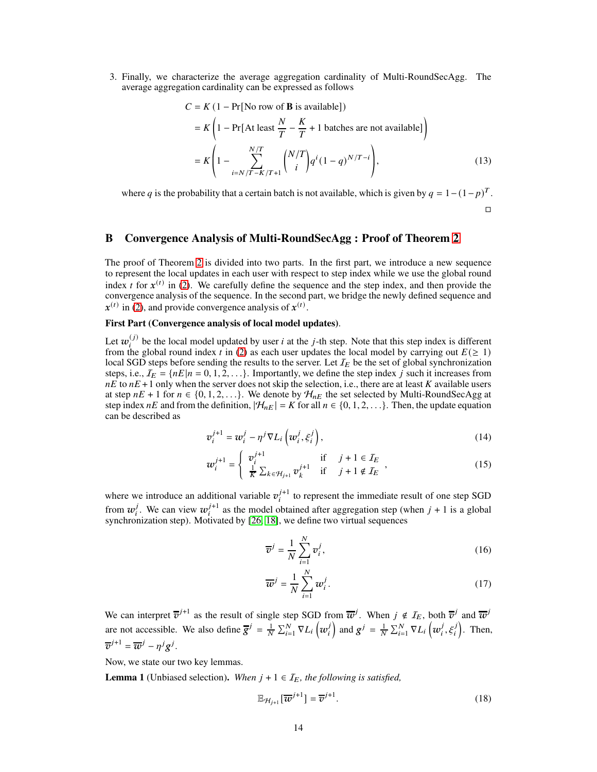3. Finally, we characterize the average aggregation cardinality of Multi-RoundSecAgg. The average aggregation cardinality can be expressed as follows

$$
\begin{aligned}
C &= K\left(1 - \Pr[\text{No row of } \mathbf{B} \text{ is available}]\right) \\
&= K\left(1 - \Pr\left[\text{At least } \frac{N}{T} - \frac{K}{T} + 1 \text{ batches are not available}\right]\right) \\
&= K\left(1 - \sum_{i=N/T-K/T+1}^{N/T} \binom{N/T}{i} q^{i}(1-q)^{N/T-i}\right),
\end{aligned}
\tag{13}
$$

where $q$ is the probability that a certain batch is not available, which is given by $q = 1-(1-p)^T$.

□

## B Convergence Analysis of Multi-RoundSecAgg : Proof of Theorem 2

The proof of Theorem 2 is divided into two parts. In the first part, we introduce a new sequence to represent the local updates in each user with respect to step index while we use the global round index $t$ for $\boldsymbol{x}^{(t)}$ in (2). We carefully define the sequence and the step index, and then provide the convergence analysis of the sequence. In the second part, we bridge the newly defined sequence and $\boldsymbol{x}^{(t)}$ in (2), and provide convergence analysis of $\boldsymbol{x}^{(t)}$.

**First Part (Convergence analysis of local model updates)**.

Let $\boldsymbol{w}_i^{(j)}$ be the local model updated by user $i$ at the $j$-th step. Note that this step index is different from the global round index $t$ in (2) as each user updates the local model by carrying out $E(\geq 1)$ local SGD steps before sending the results to the server. Let $\mathcal{I}_E$ be the set of global synchronization steps, i.e., $\mathcal{I}_E = \{nE | n = 0, 1, 2, \ldots\}$. Importantly, we define the step index $j$ such it increases from $nE$ to $nE+1$ only when the server does not skip the selection, i.e., there are at least $K$ available users at step $nE+1$ for $n \in \{0, 1, 2, \ldots\}$. We denote by $\mathcal{H}_{nE}$ the set selected by Multi-RoundSecAgg at step index $nE$ and from the definition, $|\mathcal{H}_{nE}| = K$ for all $n \in \{0, 1, 2, \ldots\}$. Then, the update equation can be described as

$$
\boldsymbol{v}_i^{j+1} = \boldsymbol{w}_i^{j} - \eta^j \nabla L_i\left(\boldsymbol{w}_i^j, \xi_i^j\right),
\tag{14}
$$

$$
\boldsymbol{w}_i^{j+1} = \begin{cases} \boldsymbol{v}_i^{j+1} & \text{if} \quad j+1 \in \mathcal{I}_E \\ \frac{1}{K}\sum_{k\in\mathcal{H}_{j+1}} \boldsymbol{v}_k^{j+1} & \text{if} \quad j+1 \notin \mathcal{I}_E \end{cases},
\tag{15}
$$

where we introduce an additional variable $\boldsymbol{v}_i^{j+1}$ to represent the immediate result of one step SGD from $\boldsymbol{w}_i^j$. We can view $\boldsymbol{w}_i^{j+1}$ as the model obtained after aggregation step (when $j+1$ is a global synchronization step). Motivated by [26, 18], we define two virtual sequences

$$
\overline{\boldsymbol{v}}^{j} = \frac{1}{N}\sum_{i=1}^{N} \boldsymbol{v}_i^j,
\tag{16}
$$

$$
\overline{\boldsymbol{w}}^{j} = \frac{1}{N}\sum_{i=1}^{N} \boldsymbol{w}_i^j.
\tag{17}
$$

We can interpret $\overline{\boldsymbol{v}}^{j+1}$ as the result of single step SGD from $\overline{\boldsymbol{w}}^j$. When $j \notin \mathcal{I}_E$, both $\overline{\boldsymbol{v}}^j$ and $\overline{\boldsymbol{w}}^j$ are not accessible. We also define $\overline{\boldsymbol{g}}^j = \frac{1}{N}\sum_{i=1}^{N} \nabla L_i\left(\boldsymbol{w}_i^j\right)$ and $\boldsymbol{g}^j = \frac{1}{N}\sum_{i=1}^{N} \nabla L_i\left(\boldsymbol{w}_i^j, \xi_i^j\right)$. Then, $\overline{\boldsymbol{v}}^{j+1} = \overline{\boldsymbol{w}}^j - \eta^j \boldsymbol{g}^j$.

Now, we state our two key lemmas.

**Lemma 1** (Unbiased selection)**.** *When $j+1 \in \mathcal{I}_E$, the following is satisfied,*

$$
\mathbb{E}_{\mathcal{H}_{j+1}}[\overline{\boldsymbol{w}}^{j+1}] = \overline{\boldsymbol{v}}^{j+1}.
\tag{18}
$$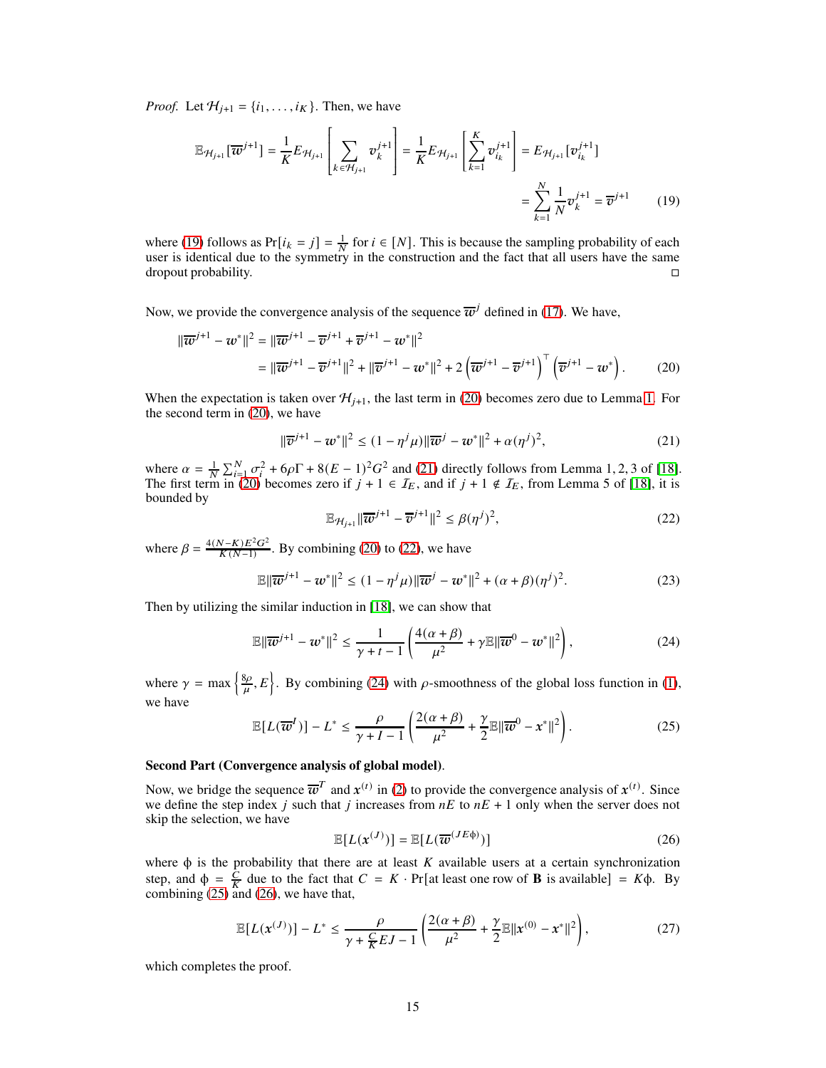*Proof.* Let $\mathcal{H}_{j+1} = \{i_1, \dots, i_K\}$. Then, we have

$$\mathbb{E}_{\mathcal{H}_{j+1}}[\overline{w}^{j+1}] = \frac{1}{K} E_{\mathcal{H}_{j+1}}\left[\sum_{k\in\mathcal{H}_{j+1}} v_k^{j+1}\right] = \frac{1}{K} E_{\mathcal{H}_{j+1}}\left[\sum_{k=1}^{K} v_{i_k}^{j+1}\right] = E_{\mathcal{H}_{j+1}}[v_{i_k}^{j+1}]$$

$$= \sum_{k=1}^{N} \frac{1}{N} v_k^{j+1} = \overline{v}^{j+1} \tag{19}$$

where (19) follows as $\Pr[i_k = j] = \frac{1}{N}$ for $i \in [N]$. This is because the sampling probability of each user is identical due to the symmetry in the construction and the fact that all users have the same dropout probability. □

Now, we provide the convergence analysis of the sequence $\overline{w}^j$ defined in (17). We have,

$$\begin{aligned}\|\overline{w}^{j+1} - w^*\|^2 &= \|\overline{w}^{j+1} - \overline{v}^{j+1} + \overline{v}^{j+1} - w^*\|^2 \\ &= \|\overline{w}^{j+1} - \overline{v}^{j+1}\|^2 + \|\overline{v}^{j+1} - w^*\|^2 + 2\left(\overline{w}^{j+1} - \overline{v}^{j+1}\right)^\top \left(\overline{v}^{j+1} - w^*\right).\end{aligned} \tag{20}$$

When the expectation is taken over $\mathcal{H}_{j+1}$, the last term in (20) becomes zero due to Lemma 1. For the second term in (20), we have

$$\|\overline{v}^{j+1} - w^*\|^2 \leq (1 - \eta^j\mu)\|\overline{w}^j - w^*\|^2 + \alpha(\eta^j)^2, \tag{21}$$

where $\alpha = \frac{1}{N}\sum_{i=1}^{N}\sigma_i^2 + 6\rho\Gamma + 8(E-1)^2G^2$ and (21) directly follows from Lemma 1, 2, 3 of [18]. The first term in (20) becomes zero if $j+1 \in \mathcal{I}_E$, and if $j+1 \notin \mathcal{I}_E$, from Lemma 5 of [18], it is bounded by

$$\mathbb{E}_{\mathcal{H}_{j+1}}\|\overline{w}^{j+1} - \overline{v}^{j+1}\|^2 \leq \beta(\eta^j)^2, \tag{22}$$

where $\beta = \frac{4(N-K)E^2G^2}{K(N-1)}$. By combining (20) to (22), we have

$$\mathbb{E}\|\overline{w}^{j+1} - w^*\|^2 \leq (1 - \eta^j\mu)\|\overline{w}^j - w^*\|^2 + (\alpha + \beta)(\eta^j)^2. \tag{23}$$

Then by utilizing the similar induction in [18], we can show that

$$\mathbb{E}\|\overline{w}^{j+1} - w^*\|^2 \leq \frac{1}{\gamma + t - 1}\left(\frac{4(\alpha+\beta)}{\mu^2} + \gamma\mathbb{E}\|\overline{w}^0 - w^*\|^2\right), \tag{24}$$

where $\gamma = \max\left\{\frac{8\rho}{\mu}, E\right\}$. By combining (24) with $\rho$-smoothness of the global loss function in (1), we have

$$\mathbb{E}[L(\overline{w}^I)] - L^* \leq \frac{\rho}{\gamma + I - 1}\left(\frac{2(\alpha+\beta)}{\mu^2} + \frac{\gamma}{2}\mathbb{E}\|\overline{w}^0 - x^*\|^2\right). \tag{25}$$

**Second Part (Convergence analysis of global model)**.

Now, we bridge the sequence $\overline{w}^T$ and $x^{(t)}$ in (2) to provide the convergence analysis of $x^{(t)}$. Since we define the step index $j$ such that $j$ increases from $nE$ to $nE+1$ only when the server does not skip the selection, we have

$$\mathbb{E}[L(x^{(J)})] = \mathbb{E}[L(\overline{w}^{(JE\phi)})] \tag{26}$$

where $\phi$ is the probability that there are at least $K$ available users at a certain synchronization step, and $\phi = \frac{C}{K}$ due to the fact that $C = K \cdot \Pr[\text{at least one row of } \mathbf{B} \text{ is available}] = K\phi$. By combining (25) and (26), we have that,

$$\mathbb{E}[L(x^{(J)})] - L^* \leq \frac{\rho}{\gamma + \frac{C}{K}EJ - 1}\left(\frac{2(\alpha+\beta)}{\mu^2} + \frac{\gamma}{2}\mathbb{E}\|x^{(0)} - x^*\|^2\right), \tag{27}$$

which completes the proof.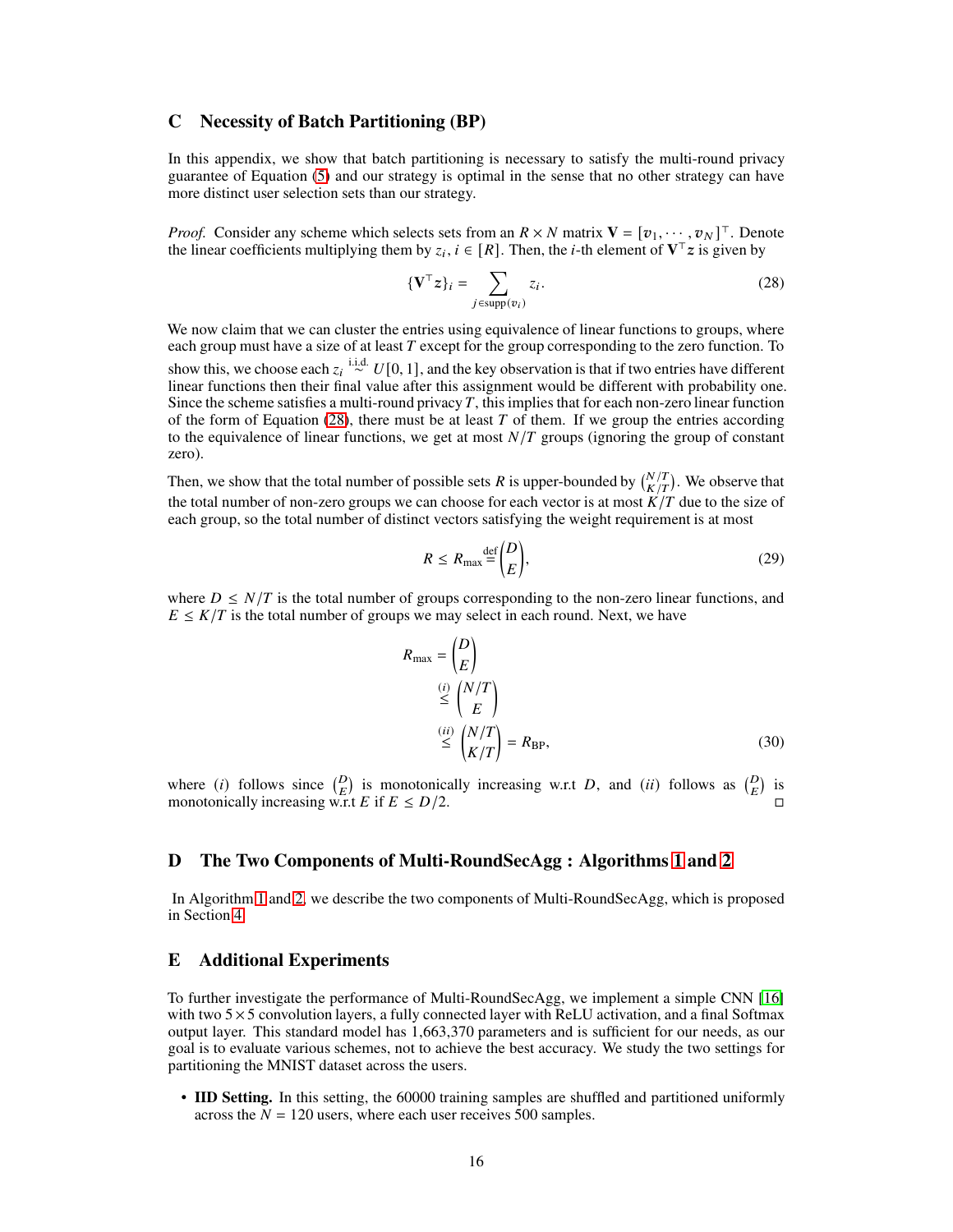## C Necessity of Batch Partitioning (BP)

In this appendix, we show that batch partitioning is necessary to satisfy the multi-round privacy guarantee of Equation (5) and our strategy is optimal in the sense that no other strategy can have more distinct user selection sets than our strategy.

*Proof.* Consider any scheme which selects sets from an $R \times N$ matrix $\mathbf{V} = [\boldsymbol{v}_1, \cdots, \boldsymbol{v}_N]^\top$. Denote the linear coefficients multiplying them by $z_i, i \in [R]$. Then, the $i$-th element of $\mathbf{V}^\top \boldsymbol{z}$ is given by

$$\{\mathbf{V}^\top \boldsymbol{z}\}_i = \sum_{j \in \text{supp}(\boldsymbol{v}_i)} z_i. \tag{28}$$

We now claim that we can cluster the entries using equivalence of linear functions to groups, where each group must have a size of at least $T$ except for the group corresponding to the zero function. To show this, we choose each $z_i \overset{\text{i.i.d.}}{\sim} U[0, 1]$, and the key observation is that if two entries have different linear functions then their final value after this assignment would be different with probability one. Since the scheme satisfies a multi-round privacy $T$, this implies that for each non-zero linear function of the form of Equation (28), there must be at least $T$ of them. If we group the entries according to the equivalence of linear functions, we get at most $N/T$ groups (ignoring the group of constant zero).

Then, we show that the total number of possible sets $R$ is upper-bounded by $\binom{N/T}{K/T}$. We observe that the total number of non-zero groups we can choose for each vector is at most $K/T$ due to the size of each group, so the total number of distinct vectors satisfying the weight requirement is at most

$$R \leq R_{\max} \overset{\text{def}}{=} \binom{D}{E}, \tag{29}$$

where $D \leq N/T$ is the total number of groups corresponding to the non-zero linear functions, and $E \leq K/T$ is the total number of groups we may select in each round. Next, we have

$$\begin{aligned} R_{\max} &= \binom{D}{E} \\ &\overset{(i)}{\leq} \binom{N/T}{E} \\ &\overset{(ii)}{\leq} \binom{N/T}{K/T} = R_{\text{BP}}, \end{aligned} \tag{30}$$

where $(i)$ follows since $\binom{D}{E}$ is monotonically increasing w.r.t $D$, and $(ii)$ follows as $\binom{D}{E}$ is monotonically increasing w.r.t $E$ if $E \leq D/2$. $\square$

## D The Two Components of Multi-RoundSecAgg : Algorithms 1 and 2

In Algorithm 1 and 2, we describe the two components of Multi-RoundSecAgg, which is proposed in Section 4.

## E Additional Experiments

To further investigate the performance of Multi-RoundSecAgg, we implement a simple CNN [16] with two $5 \times 5$ convolution layers, a fully connected layer with ReLU activation, and a final Softmax output layer. This standard model has 1,663,370 parameters and is sufficient for our needs, as our goal is to evaluate various schemes, not to achieve the best accuracy. We study the two settings for partitioning the MNIST dataset across the users.

- **IID Setting.** In this setting, the 60000 training samples are shuffled and partitioned uniformly across the $N = 120$ users, where each user receives 500 samples.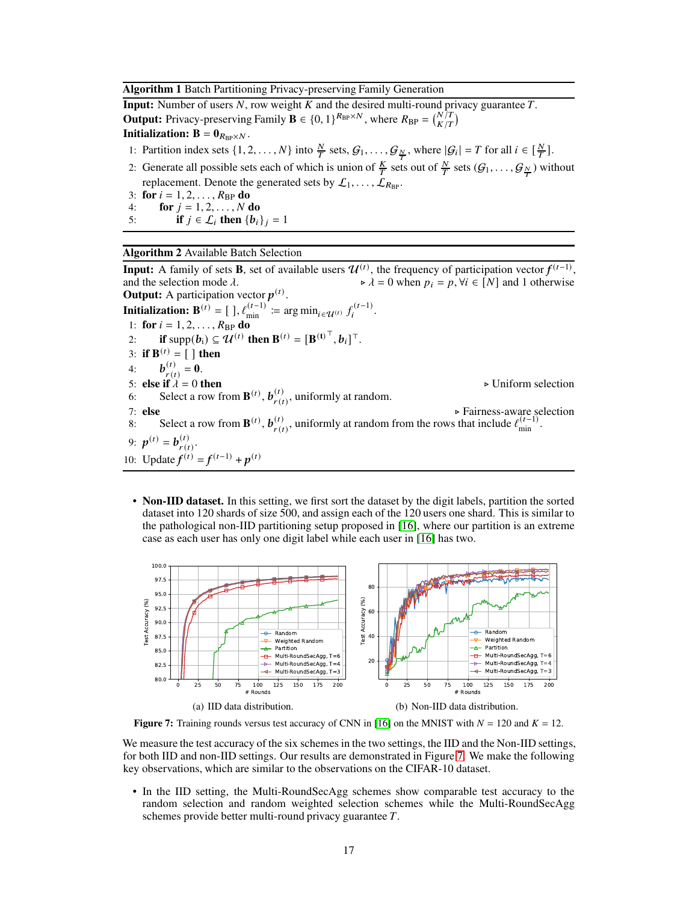**Algorithm 1** Batch Partitioning Privacy-preserving Family Generation

**Input:** Number of users $N$, row weight $K$ and the desired multi-round privacy guarantee $T$.
**Output:** Privacy-preserving Family $\mathbf{B} \in \{0,1\}^{R_{\text{BP}} \times N}$, where $R_{\text{BP}} = \binom{N/T}{K/T}$
**Initialization:** $\mathbf{B} = \mathbf{0}_{R_{\text{BP}} \times N}$.

1: Partition index sets $\{1, 2, \dots, N\}$ into $\frac{N}{T}$ sets, $\mathcal{G}_1, \dots, \mathcal{G}_{\frac{N}{T}}$, where $|\mathcal{G}_i| = T$ for all $i \in [\frac{N}{T}]$.
2: Generate all possible sets each of which is union of $\frac{K}{T}$ sets out of $\frac{N}{T}$ sets $(\mathcal{G}_1, \dots, \mathcal{G}_{\frac{N}{T}})$ without replacement. Denote the generated sets by $\mathcal{L}_1, \dots, \mathcal{L}_{R_{\text{BP}}}$.
3: **for** $i = 1, 2, \dots, R_{\text{BP}}$ **do**
4: &nbsp;&nbsp;&nbsp;&nbsp;**for** $j = 1, 2, \dots, N$ **do**
5: &nbsp;&nbsp;&nbsp;&nbsp;&nbsp;&nbsp;&nbsp;&nbsp;**if** $j \in \mathcal{L}_i$ **then** $\{\boldsymbol{b}_i\}_j = 1$

**Algorithm 2** Available Batch Selection

**Input:** A family of sets $\mathbf{B}$, set of available users $\mathcal{U}^{(t)}$, the frequency of participation vector $\boldsymbol{f}^{(t-1)}$, and the selection mode $\lambda$. ▷ $\lambda = 0$ when $p_i = p, \forall i \in [N]$ and 1 otherwise
**Output:** A participation vector $\boldsymbol{p}^{(t)}$.
**Initialization:** $\mathbf{B}^{(t)} = [\,]$, $\ell_{\min}^{(t-1)} := \arg\min_{i \in \mathcal{U}^{(t)}} f_i^{(t-1)}$.

1: **for** $i = 1, 2, \dots, R_{\text{BP}}$ **do**
2: &nbsp;&nbsp;&nbsp;&nbsp;**if** $\text{supp}(\boldsymbol{b}_i) \subseteq \mathcal{U}^{(t)}$ **then** $\mathbf{B}^{(t)} = [\mathbf{B}^{(t)^\top}, \boldsymbol{b}_i]^\top$.
3: **if** $\mathbf{B}^{(t)} = [\,]$ **then**
4: &nbsp;&nbsp;&nbsp;&nbsp;$\boldsymbol{b}_{r(t)}^{(t)} = \mathbf{0}$.
5: **else if** $\lambda = 0$ **then** ▷ Uniform selection
6: &nbsp;&nbsp;&nbsp;&nbsp;Select a row from $\mathbf{B}^{(t)}$, $\boldsymbol{b}_{r(t)}^{(t)}$, uniformly at random.
7: **else** ▷ Fairness-aware selection
8: &nbsp;&nbsp;&nbsp;&nbsp;Select a row from $\mathbf{B}^{(t)}$, $\boldsymbol{b}_{r(t)}^{(t)}$, uniformly at random from the rows that include $\ell_{\min}^{(t-1)}$.
9: $\boldsymbol{p}^{(t)} = \boldsymbol{b}_{r(t)}^{(t)}$.
10: Update $\boldsymbol{f}^{(t)} = \boldsymbol{f}^{(t-1)} + \boldsymbol{p}^{(t)}$

- **Non-IID dataset.** In this setting, we first sort the dataset by the digit labels, partition the sorted dataset into 120 shards of size 500, and assign each of the 120 users one shard. This is similar to the pathological non-IID partitioning setup proposed in [16], where our partition is an extreme case as each user has only one digit label while each user in [16] has two.

(a) IID data distribution. (b) Non-IID data distribution.

**Figure 7:** Training rounds versus test accuracy of CNN in [16] on the MNIST with $N = 120$ and $K = 12$.

We measure the test accuracy of the six schemes in the two settings, the IID and the Non-IID settings, for both IID and non-IID settings. Our results are demonstrated in Figure 7. We make the following key observations, which are similar to the observations on the CIFAR-10 dataset.

- In the IID setting, the Multi-RoundSecAgg schemes show comparable test accuracy to the random selection and random weighted selection schemes while the Multi-RoundSecAgg schemes provide better multi-round privacy guarantee $T$.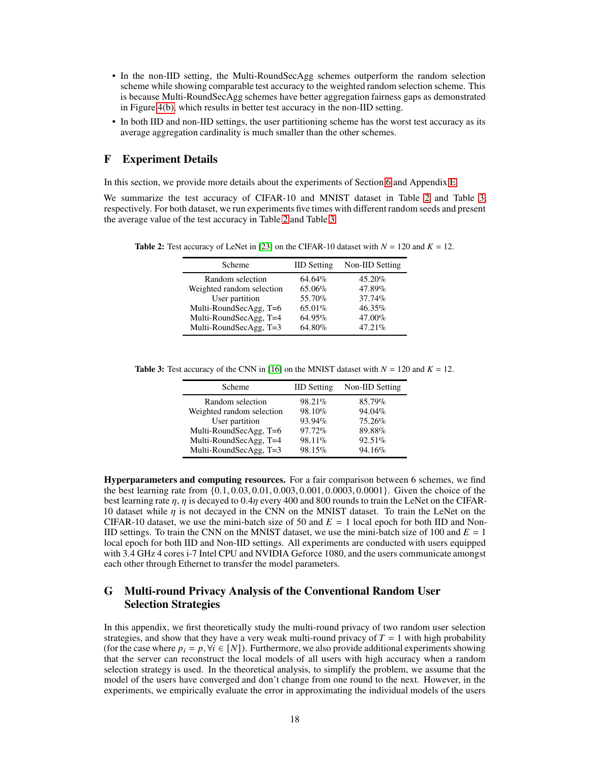- In the non-IID setting, the Multi-RoundSecAgg schemes outperform the random selection scheme while showing comparable test accuracy to the weighted random selection scheme. This is because Multi-RoundSecAgg schemes have better aggregation fairness gaps as demonstrated in Figure 4(b), which results in better test accuracy in the non-IID setting.
- In both IID and non-IID settings, the user partitioning scheme has the worst test accuracy as its average aggregation cardinality is much smaller than the other schemes.

# F Experiment Details

In this section, we provide more details about the experiments of Section 6 and Appendix E.

We summarize the test accuracy of CIFAR-10 and MNIST dataset in Table 2 and Table 3, respectively. For both dataset, we run experiments five times with different random seeds and present the average value of the test accuracy in Table 2 and Table 3.

**Table 2:** Test accuracy of LeNet in [23] on the CIFAR-10 dataset with $N = 120$ and $K = 12$.

| Scheme | IID Setting | Non-IID Setting |
|---|---|---|
| Random selection | 64.64% | 45.20% |
| Weighted random selection | 65.06% | 47.89% |
| User partition | 55.70% | 37.74% |
| Multi-RoundSecAgg, T=6 | 65.01% | 46.35% |
| Multi-RoundSecAgg, T=4 | 64.95% | 47.00% |
| Multi-RoundSecAgg, T=3 | 64.80% | 47.21% |

**Table 3:** Test accuracy of the CNN in [16] on the MNIST dataset with $N = 120$ and $K = 12$.

| Scheme | IID Setting | Non-IID Setting |
|---|---|---|
| Random selection | 98.21% | 85.79% |
| Weighted random selection | 98.10% | 94.04% |
| User partition | 93.94% | 75.26% |
| Multi-RoundSecAgg, T=6 | 97.72% | 89.88% |
| Multi-RoundSecAgg, T=4 | 98.11% | 92.51% |
| Multi-RoundSecAgg, T=3 | 98.15% | 94.16% |

**Hyperparameters and computing resources.** For a fair comparison between 6 schemes, we find the best learning rate from $\{0.1, 0.03, 0.01, 0.003, 0.001, 0.0003, 0.0001\}$. Given the choice of the best learning rate $\eta$, $\eta$ is decayed to $0.4\eta$ every 400 and 800 rounds to train the LeNet on the CIFAR-10 dataset while $\eta$ is not decayed in the CNN on the MNIST dataset. To train the LeNet on the CIFAR-10 dataset, we use the mini-batch size of 50 and $E = 1$ local epoch for both IID and Non-IID settings. To train the CNN on the MNIST dataset, we use the mini-batch size of 100 and $E = 1$ local epoch for both IID and Non-IID settings. All experiments are conducted with users equipped with 3.4 GHz 4 cores i-7 Intel CPU and NVIDIA Geforce 1080, and the users communicate amongst each other through Ethernet to transfer the model parameters.

# G Multi-round Privacy Analysis of the Conventional Random User Selection Strategies

In this appendix, we first theoretically study the multi-round privacy of two random user selection strategies, and show that they have a very weak multi-round privacy of $T = 1$ with high probability (for the case where $p_i = p, \forall i \in [N]$). Furthermore, we also provide additional experiments showing that the server can reconstruct the local models of all users with high accuracy when a random selection strategy is used. In the theoretical analysis, to simplify the problem, we assume that the model of the users have converged and don't change from one round to the next. However, in the experiments, we empirically evaluate the error in approximating the individual models of the users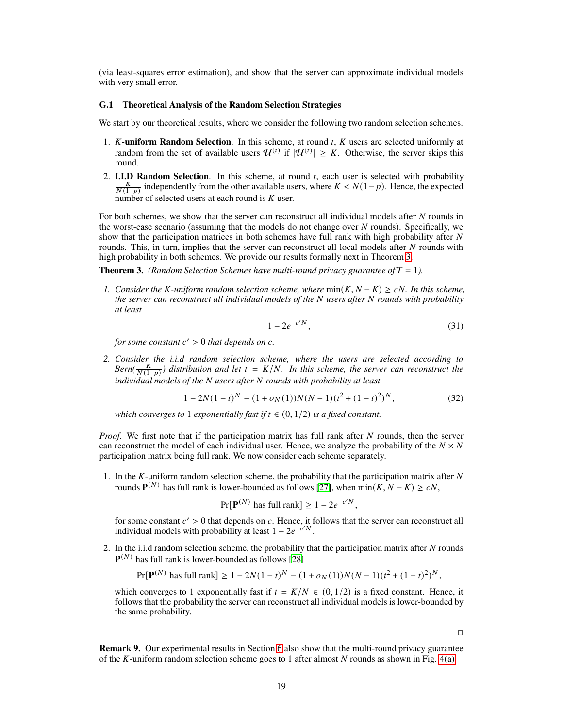(via least-squares error estimation), and show that the server can approximate individual models with very small error.

### G.1 Theoretical Analysis of the Random Selection Strategies

We start by our theoretical results, where we consider the following two random selection schemes.

1. **$K$-uniform Random Selection**. In this scheme, at round $t$, $K$ users are selected uniformly at random from the set of available users $\mathcal{U}^{(t)}$ if $|\mathcal{U}^{(t)}| \geq K$. Otherwise, the server skips this round.
2. **I.I.D Random Selection**. In this scheme, at round $t$, each user is selected with probability $\frac{K}{N(1-p)}$ independently from the other available users, where $K < N(1-p)$. Hence, the expected number of selected users at each round is $K$ user.

For both schemes, we show that the server can reconstruct all individual models after $N$ rounds in the worst-case scenario (assuming that the models do not change over $N$ rounds). Specifically, we show that the participation matrices in both schemes have full rank with high probability after $N$ rounds. This, in turn, implies that the server can reconstruct all local models after $N$ rounds with high probability in both schemes. We provide our results formally next in Theorem 3.

**Theorem 3.** *(Random Selection Schemes have multi-round privacy guarantee of $T = 1$).*

1. *Consider the $K$-uniform random selection scheme, where $\min(K, N - K) \geq cN$. In this scheme, the server can reconstruct all individual models of the $N$ users after $N$ rounds with probability at least*
$$1 - 2e^{-c'N}, \tag{31}$$
*for some constant $c' > 0$ that depends on $c$.*

2. *Consider the i.i.d random selection scheme, where the users are selected according to Bern($\frac{K}{N(1-p)}$) distribution and let $t = K/N$. In this scheme, the server can reconstruct the individual models of the $N$ users after $N$ rounds with probability at least*
$$1 - 2N(1-t)^N - (1 + o_N(1))N(N-1)(t^2 + (1-t)^2)^N, \tag{32}$$
*which converges to 1 exponentially fast if $t \in (0, 1/2)$ is a fixed constant.*

*Proof.* We first note that if the participation matrix has full rank after $N$ rounds, then the server can reconstruct the model of each individual user. Hence, we analyze the probability of the $N \times N$ participation matrix being full rank. We now consider each scheme separately.

1. In the $K$-uniform random selection scheme, the probability that the participation matrix after $N$ rounds $\mathbf{P}^{(N)}$ has full rank is lower-bounded as follows [27], when $\min(K, N - K) \geq cN$,
$$\Pr[\mathbf{P}^{(N)} \text{ has full rank}] \geq 1 - 2e^{-c'N},$$
for some constant $c' > 0$ that depends on $c$. Hence, it follows that the server can reconstruct all individual models with probability at least $1 - 2e^{-c'N}$.

2. In the i.i.d random selection scheme, the probability that the participation matrix after $N$ rounds $\mathbf{P}^{(N)}$ has full rank is lower-bounded as follows [28]
$$\Pr[\mathbf{P}^{(N)} \text{ has full rank}] \geq 1 - 2N(1-t)^N - (1 + o_N(1))N(N-1)(t^2 + (1-t)^2)^N,$$
which converges to 1 exponentially fast if $t = K/N \in (0, 1/2)$ is a fixed constant. Hence, it follows that the probability the server can reconstruct all individual models is lower-bounded by the same probability.

□

**Remark 9.** Our experimental results in Section 6 also show that the multi-round privacy guarantee of the $K$-uniform random selection scheme goes to 1 after almost $N$ rounds as shown in Fig. 4(a).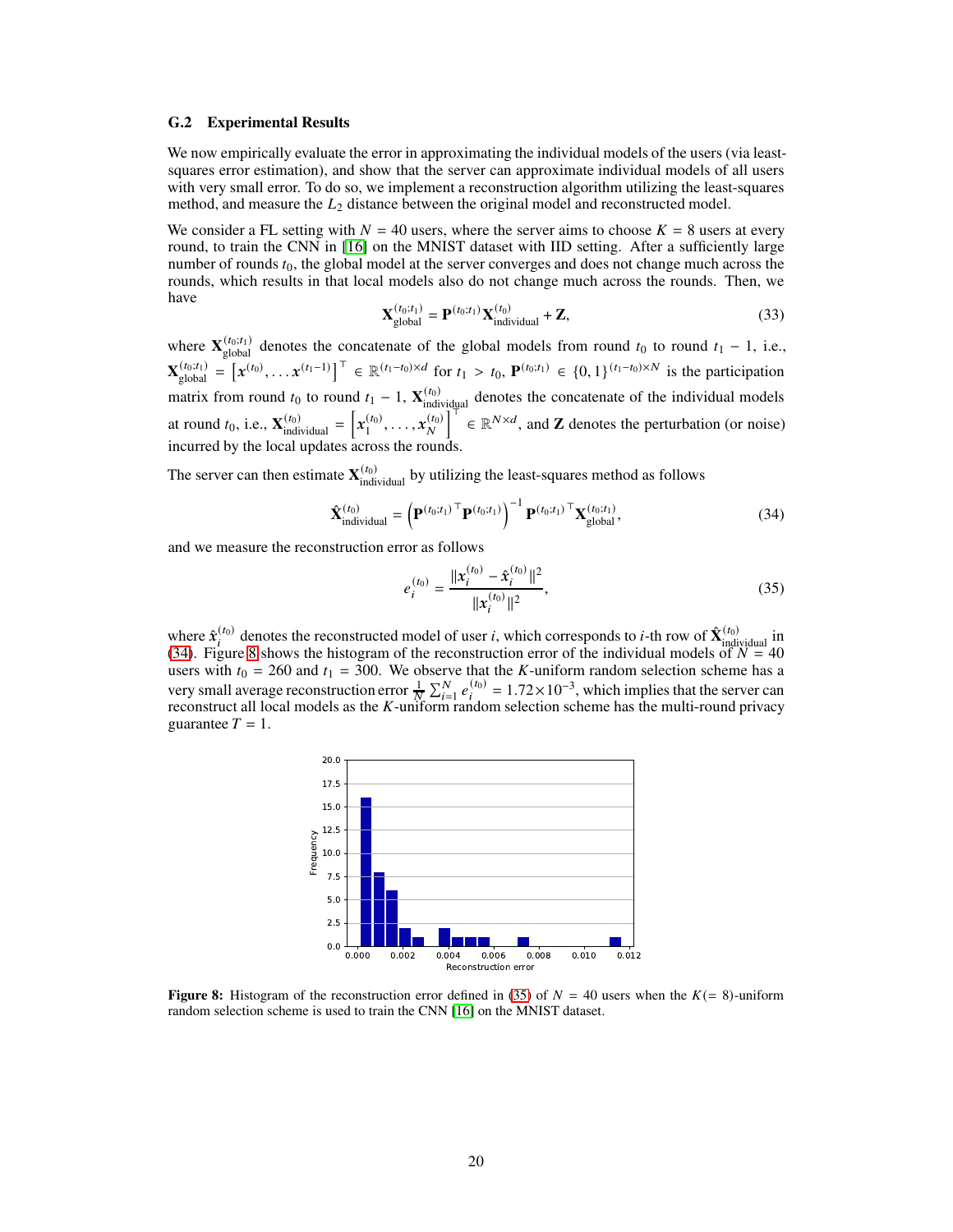### G.2 Experimental Results

We now empirically evaluate the error in approximating the individual models of the users (via least-squares error estimation), and show that the server can approximate individual models of all users with very small error. To do so, we implement a reconstruction algorithm utilizing the least-squares method, and measure the $L_2$ distance between the original model and reconstructed model.

We consider a FL setting with $N = 40$ users, where the server aims to choose $K = 8$ users at every round, to train the CNN in [16] on the MNIST dataset with IID setting. After a sufficiently large number of rounds $t_0$, the global model at the server converges and does not change much across the rounds, which results in that local models also do not change much across the rounds. Then, we have

$$\mathbf{X}_{\text{global}}^{(t_0;t_1)} = \mathbf{P}^{(t_0;t_1)}\mathbf{X}_{\text{individual}}^{(t_0)} + \mathbf{Z}, \tag{33}$$

where $\mathbf{X}_{\text{global}}^{(t_0;t_1)}$ denotes the concatenate of the global models from round $t_0$ to round $t_1 - 1$, i.e., $\mathbf{X}_{\text{global}}^{(t_0;t_1)} = \left[\boldsymbol{x}^{(t_0)}, \ldots \boldsymbol{x}^{(t_1-1)}\right]^\top \in \mathbb{R}^{(t_1-t_0)\times d}$ for $t_1 > t_0$, $\mathbf{P}^{(t_0;t_1)} \in \{0,1\}^{(t_1-t_0)\times N}$ is the participation matrix from round $t_0$ to round $t_1 - 1$, $\mathbf{X}_{\text{individual}}^{(t_0)}$ denotes the concatenate of the individual models at round $t_0$, i.e., $\mathbf{X}_{\text{individual}}^{(t_0)} = \left[\boldsymbol{x}_1^{(t_0)}, \ldots, \boldsymbol{x}_N^{(t_0)}\right]^\top \in \mathbb{R}^{N\times d}$, and $\mathbf{Z}$ denotes the perturbation (or noise) incurred by the local updates across the rounds.

The server can then estimate $\mathbf{X}_{\text{individual}}^{(t_0)}$ by utilizing the least-squares method as follows

$$\hat{\mathbf{X}}_{\text{individual}}^{(t_0)} = \left(\mathbf{P}^{(t_0;t_1)\top}\mathbf{P}^{(t_0;t_1)}\right)^{-1}\mathbf{P}^{(t_0;t_1)\top}\mathbf{X}_{\text{global}}^{(t_0;t_1)}, \tag{34}$$

and we measure the reconstruction error as follows

$$e_i^{(t_0)} = \frac{\|\boldsymbol{x}_i^{(t_0)} - \hat{\boldsymbol{x}}_i^{(t_0)}\|^2}{\|\boldsymbol{x}_i^{(t_0)}\|^2}, \tag{35}$$

where $\hat{\boldsymbol{x}}_i^{(t_0)}$ denotes the reconstructed model of user $i$, which corresponds to $i$-th row of $\hat{\mathbf{X}}_{\text{individual}}^{(t_0)}$ in (34). Figure 8 shows the histogram of the reconstruction error of the individual models of $N = 40$ users with $t_0 = 260$ and $t_1 = 300$. We observe that the $K$-uniform random selection scheme has a very small average reconstruction error $\frac{1}{N}\sum_{i=1}^{N} e_i^{(t_0)} = 1.72\times 10^{-3}$, which implies that the server can reconstruct all local models as the $K$-uniform random selection scheme has the multi-round privacy guarantee $T = 1$.

Frequency
20.0
17.5
15.0
12.5
10.0
7.5
5.0
2.5
0.0
0.000
0.002
0.004
0.006
0.008
0.010
0.012
Reconstruction error

**Figure 8:** Histogram of the reconstruction error defined in (35) of $N = 40$ users when the $K(= 8)$-uniform random selection scheme is used to train the CNN [16] on the MNIST dataset.